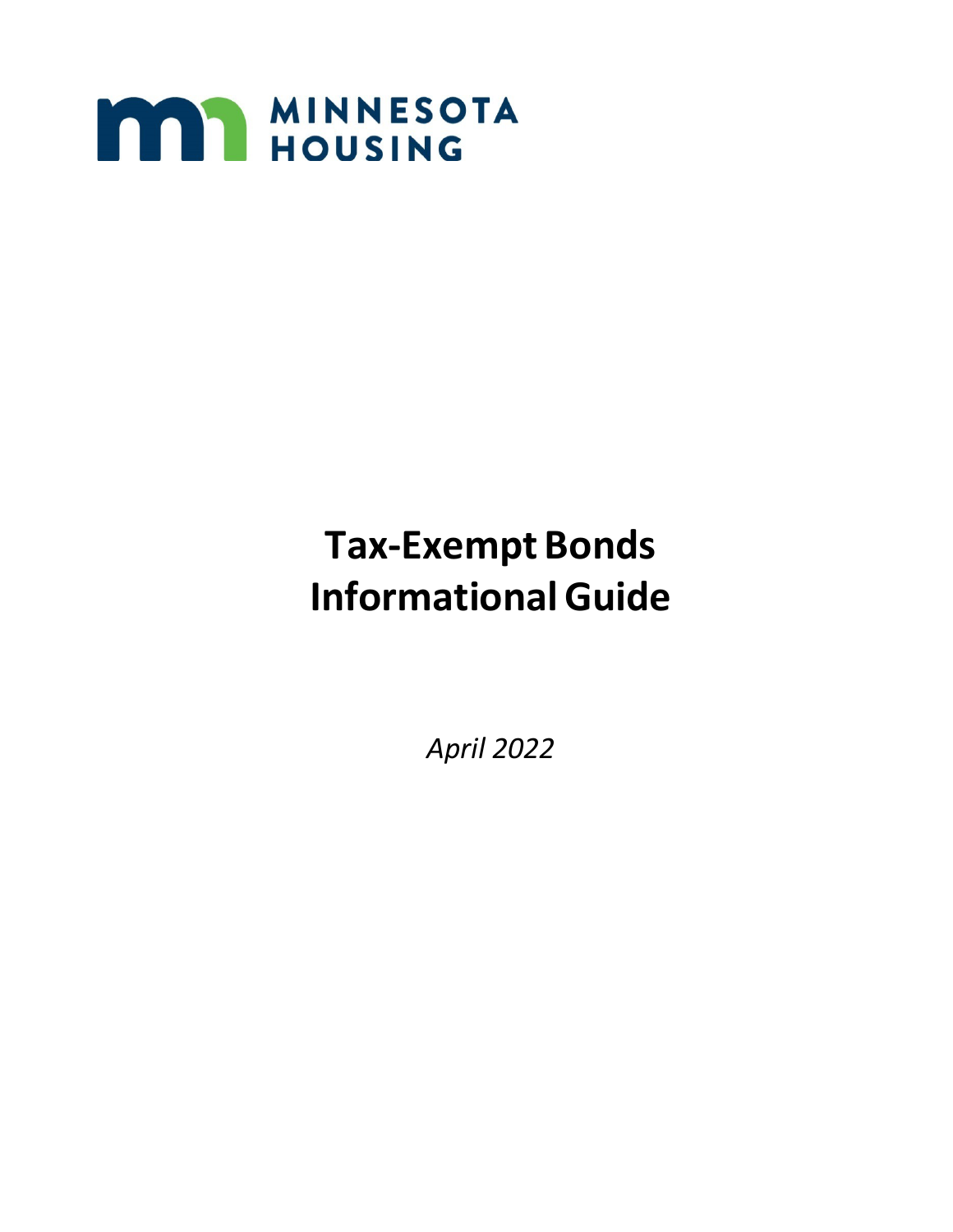MINNESOTA HOUSING

# Tax-Exempt Bonds Informational Guide

*April 2022*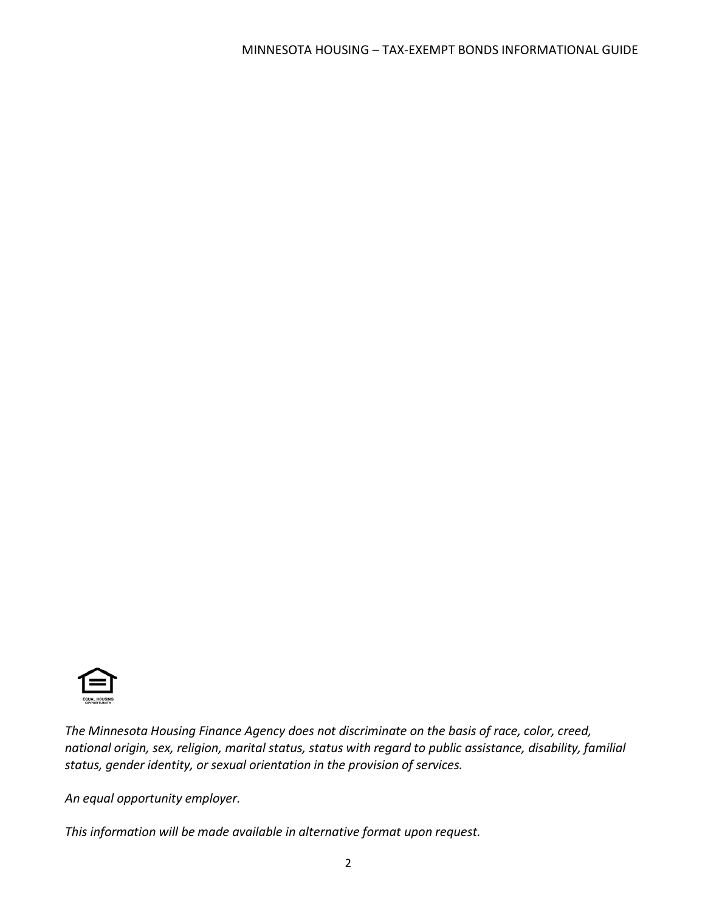*The Minnesota Housing Finance Agency does not discriminate on the basis of race, color, creed, national origin, sex, religion, marital status, status with regard to public assistance, disability, familial status, gender identity, or sexual orientation in the provision of services.*

*An equal opportunity employer.*

*This information will be made available in alternative format upon request.*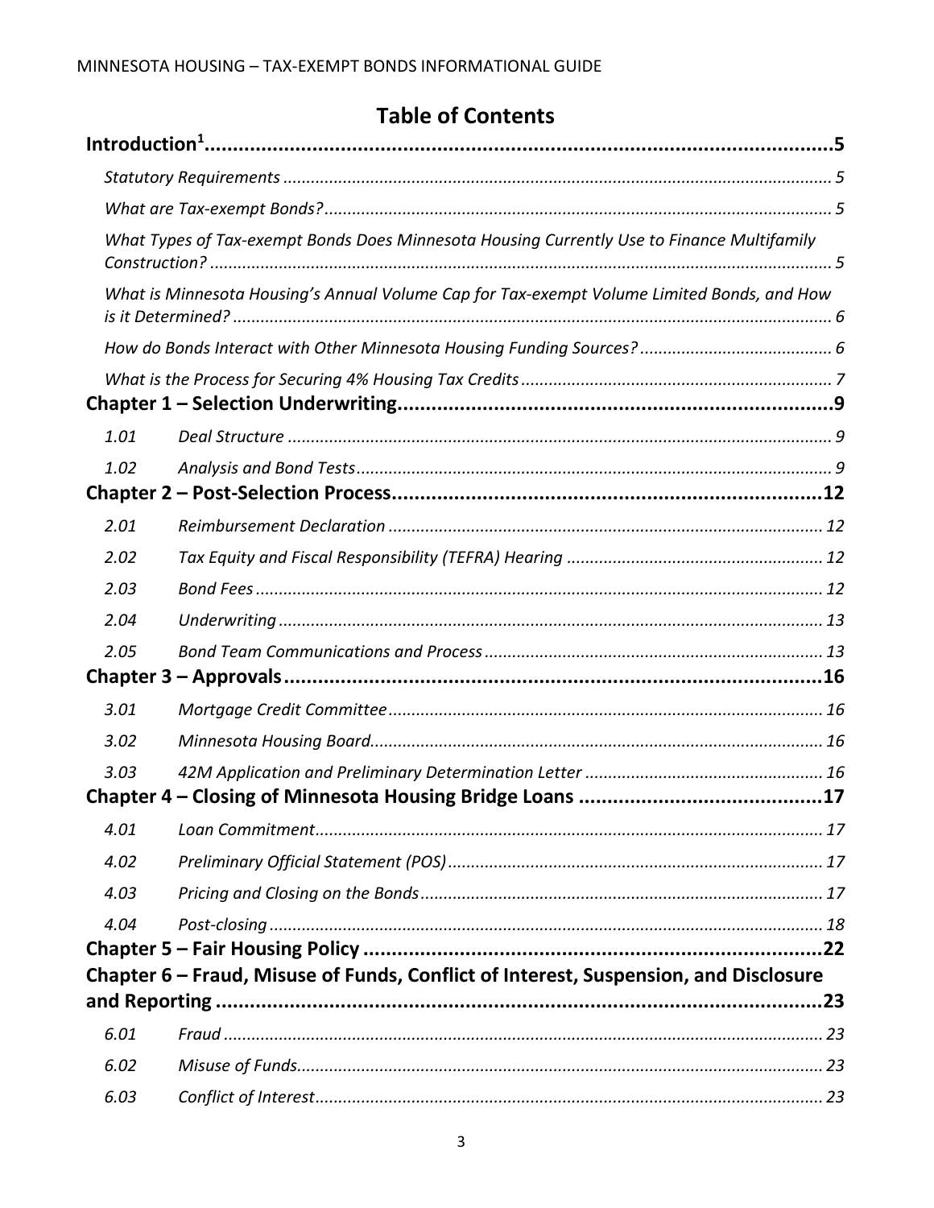# Table of Contents

**Introduction[1]** ..... 5

*Statutory Requirements* ..... 5

*What are Tax-exempt Bonds?* ..... 5

*What Types of Tax-exempt Bonds Does Minnesota Housing Currently Use to Finance Multifamily Construction?* ..... 5

*What is Minnesota Housing's Annual Volume Cap for Tax-exempt Volume Limited Bonds, and How is it Determined?* ..... 6

*How do Bonds Interact with Other Minnesota Housing Funding Sources?* ..... 6

*What is the Process for Securing 4% Housing Tax Credits* ..... 7

**Chapter 1 – Selection Underwriting** ..... 9

*1.01 Deal Structure* ..... 9

*1.02 Analysis and Bond Tests* ..... 9

**Chapter 2 – Post-Selection Process** ..... 12

*2.01 Reimbursement Declaration* ..... 12

*2.02 Tax Equity and Fiscal Responsibility (TEFRA) Hearing* ..... 12

*2.03 Bond Fees* ..... 12

*2.04 Underwriting* ..... 13

*2.05 Bond Team Communications and Process* ..... 13

**Chapter 3 – Approvals** ..... 16

*3.01 Mortgage Credit Committee* ..... 16

*3.02 Minnesota Housing Board* ..... 16

*3.03 42M Application and Preliminary Determination Letter* ..... 16

**Chapter 4 – Closing of Minnesota Housing Bridge Loans** ..... 17

*4.01 Loan Commitment* ..... 17

*4.02 Preliminary Official Statement (POS)* ..... 17

*4.03 Pricing and Closing on the Bonds* ..... 17

*4.04 Post-closing* ..... 18

**Chapter 5 – Fair Housing Policy** ..... 22

**Chapter 6 – Fraud, Misuse of Funds, Conflict of Interest, Suspension, and Disclosure and Reporting** ..... 23

*6.01 Fraud* ..... 23

*6.02 Misuse of Funds* ..... 23

*6.03 Conflict of Interest* ..... 23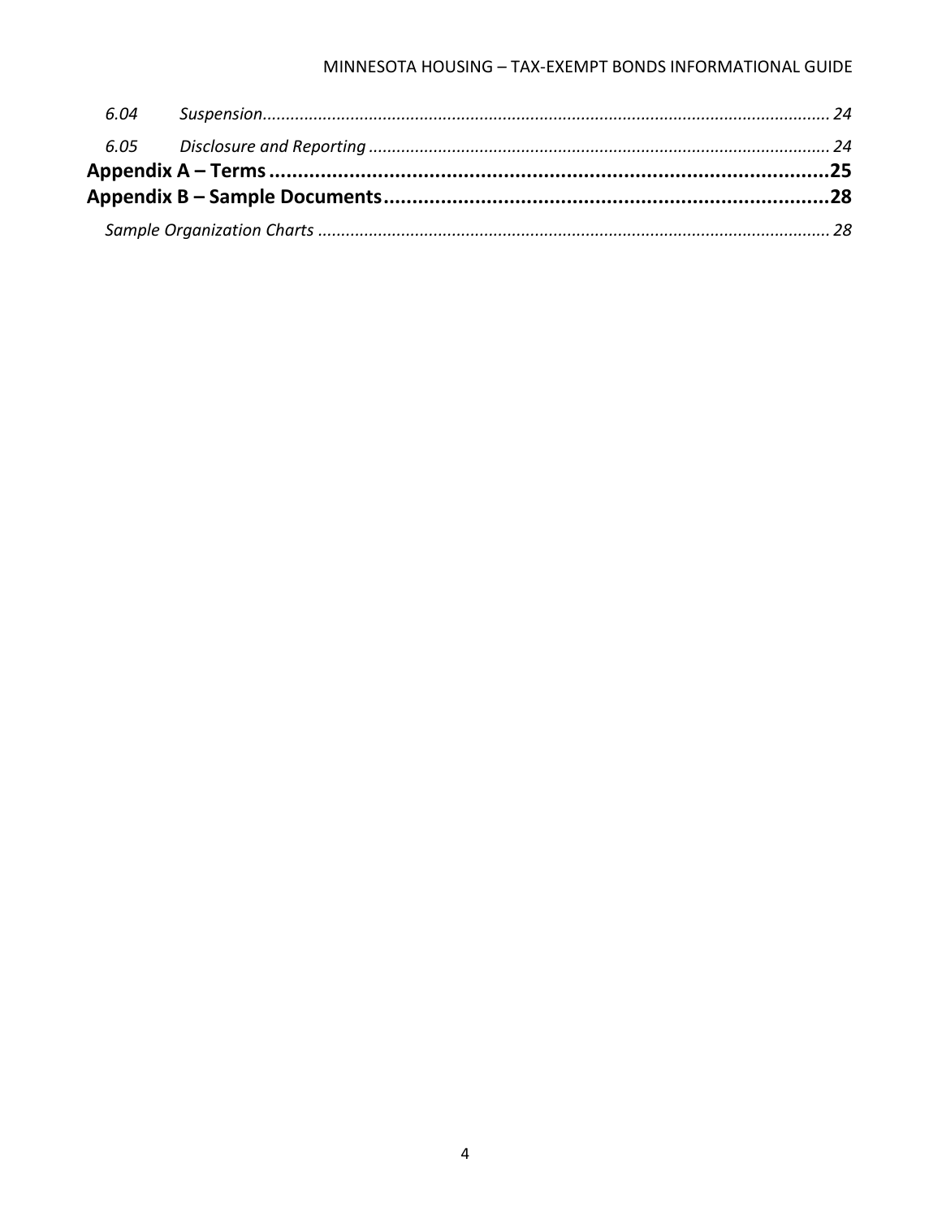*6.04 Suspension* ........................................................................................................................ *24*

*6.05 Disclosure and Reporting* .................................................................................................. *24*

**Appendix A – Terms** ..................................................................................................**25**

**Appendix B – Sample Documents** ..............................................................................**28**

*Sample Organization Charts* ............................................................................................... *28*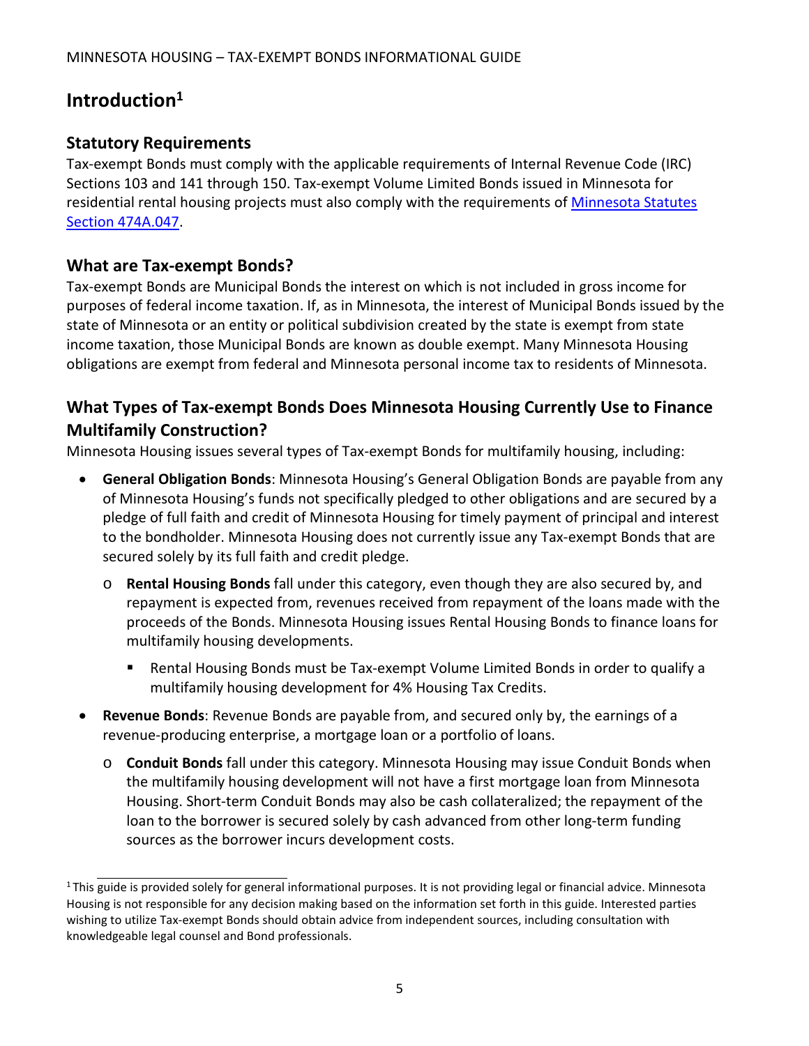## Introduction[1]

### Statutory Requirements

Tax-exempt Bonds must comply with the applicable requirements of Internal Revenue Code (IRC) Sections 103 and 141 through 150. Tax-exempt Volume Limited Bonds issued in Minnesota for residential rental housing projects must also comply with the requirements of [Minnesota Statutes Section 474A.047](https://www.revisor.mn.gov/statutes/cite/474A.047).

### What are Tax-exempt Bonds?

Tax-exempt Bonds are Municipal Bonds the interest on which is not included in gross income for purposes of federal income taxation. If, as in Minnesota, the interest of Municipal Bonds issued by the state of Minnesota or an entity or political subdivision created by the state is exempt from state income taxation, those Municipal Bonds are known as double exempt. Many Minnesota Housing obligations are exempt from federal and Minnesota personal income tax to residents of Minnesota.

### What Types of Tax-exempt Bonds Does Minnesota Housing Currently Use to Finance Multifamily Construction?

Minnesota Housing issues several types of Tax-exempt Bonds for multifamily housing, including:

- **General Obligation Bonds**: Minnesota Housing's General Obligation Bonds are payable from any of Minnesota Housing's funds not specifically pledged to other obligations and are secured by a pledge of full faith and credit of Minnesota Housing for timely payment of principal and interest to the bondholder. Minnesota Housing does not currently issue any Tax-exempt Bonds that are secured solely by its full faith and credit pledge.
  - **Rental Housing Bonds** fall under this category, even though they are also secured by, and repayment is expected from, revenues received from repayment of the loans made with the proceeds of the Bonds. Minnesota Housing issues Rental Housing Bonds to finance loans for multifamily housing developments.
    - Rental Housing Bonds must be Tax-exempt Volume Limited Bonds in order to qualify a multifamily housing development for 4% Housing Tax Credits.
- **Revenue Bonds**: Revenue Bonds are payable from, and secured only by, the earnings of a revenue-producing enterprise, a mortgage loan or a portfolio of loans.
  - **Conduit Bonds** fall under this category. Minnesota Housing may issue Conduit Bonds when the multifamily housing development will not have a first mortgage loan from Minnesota Housing. Short-term Conduit Bonds may also be cash collateralized; the repayment of the loan to the borrower is secured solely by cash advanced from other long-term funding sources as the borrower incurs development costs.

---

[1] This guide is provided solely for general informational purposes. It is not providing legal or financial advice. Minnesota Housing is not responsible for any decision making based on the information set forth in this guide. Interested parties wishing to utilize Tax-exempt Bonds should obtain advice from independent sources, including consultation with knowledgeable legal counsel and Bond professionals.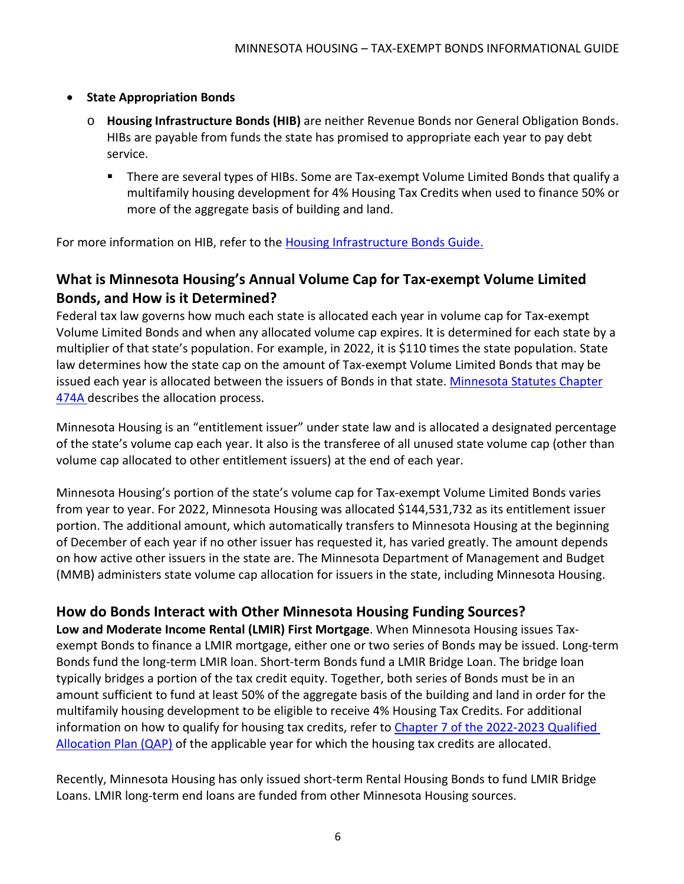- **State Appropriation Bonds**
  - **Housing Infrastructure Bonds (HIB)** are neither Revenue Bonds nor General Obligation Bonds. HIBs are payable from funds the state has promised to appropriate each year to pay debt service.
    - There are several types of HIBs. Some are Tax-exempt Volume Limited Bonds that qualify a multifamily housing development for 4% Housing Tax Credits when used to finance 50% or more of the aggregate basis of building and land.

For more information on HIB, refer to the [Housing Infrastructure Bonds Guide.]()

## What is Minnesota Housing's Annual Volume Cap for Tax-exempt Volume Limited Bonds, and How is it Determined?

Federal tax law governs how much each state is allocated each year in volume cap for Tax-exempt Volume Limited Bonds and when any allocated volume cap expires. It is determined for each state by a multiplier of that state's population. For example, in 2022, it is $110 times the state population. State law determines how the state cap on the amount of Tax-exempt Volume Limited Bonds that may be issued each year is allocated between the issuers of Bonds in that state. [Minnesota Statutes Chapter 474A]() describes the allocation process.

Minnesota Housing is an "entitlement issuer" under state law and is allocated a designated percentage of the state's volume cap each year. It also is the transferee of all unused state volume cap (other than volume cap allocated to other entitlement issuers) at the end of each year.

Minnesota Housing's portion of the state's volume cap for Tax-exempt Volume Limited Bonds varies from year to year. For 2022, Minnesota Housing was allocated $144,531,732 as its entitlement issuer portion. The additional amount, which automatically transfers to Minnesota Housing at the beginning of December of each year if no other issuer has requested it, has varied greatly. The amount depends on how active other issuers in the state are. The Minnesota Department of Management and Budget (MMB) administers state volume cap allocation for issuers in the state, including Minnesota Housing.

## How do Bonds Interact with Other Minnesota Housing Funding Sources?

**Low and Moderate Income Rental (LMIR) First Mortgage**. When Minnesota Housing issues Tax-exempt Bonds to finance a LMIR mortgage, either one or two series of Bonds may be issued. Long-term Bonds fund the long-term LMIR loan. Short-term Bonds fund a LMIR Bridge Loan. The bridge loan typically bridges a portion of the tax credit equity. Together, both series of Bonds must be in an amount sufficient to fund at least 50% of the aggregate basis of the building and land in order for the multifamily housing development to be eligible to receive 4% Housing Tax Credits. For additional information on how to qualify for housing tax credits, refer to [Chapter 7 of the 2022-2023 Qualified Allocation Plan (QAP)]() of the applicable year for which the housing tax credits are allocated.

Recently, Minnesota Housing has only issued short-term Rental Housing Bonds to fund LMIR Bridge Loans. LMIR long-term end loans are funded from other Minnesota Housing sources.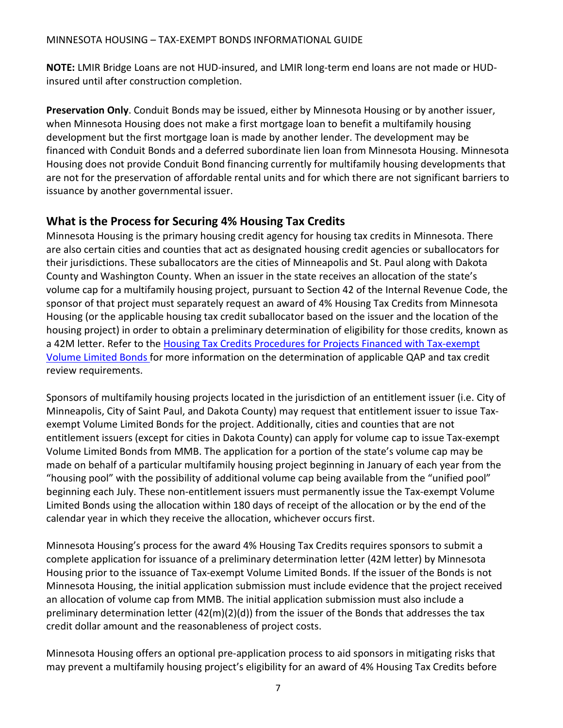**NOTE:** LMIR Bridge Loans are not HUD-insured, and LMIR long-term end loans are not made or HUD-insured until after construction completion.

**Preservation Only**. Conduit Bonds may be issued, either by Minnesota Housing or by another issuer, when Minnesota Housing does not make a first mortgage loan to benefit a multifamily housing development but the first mortgage loan is made by another lender. The development may be financed with Conduit Bonds and a deferred subordinate lien loan from Minnesota Housing. Minnesota Housing does not provide Conduit Bond financing currently for multifamily housing developments that are not for the preservation of affordable rental units and for which there are not significant barriers to issuance by another governmental issuer.

## What is the Process for Securing 4% Housing Tax Credits

Minnesota Housing is the primary housing credit agency for housing tax credits in Minnesota. There are also certain cities and counties that act as designated housing credit agencies or suballocators for their jurisdictions. These suballocators are the cities of Minneapolis and St. Paul along with Dakota County and Washington County. When an issuer in the state receives an allocation of the state's volume cap for a multifamily housing project, pursuant to Section 42 of the Internal Revenue Code, the sponsor of that project must separately request an award of 4% Housing Tax Credits from Minnesota Housing (or the applicable housing tax credit suballocator based on the issuer and the location of the housing project) in order to obtain a preliminary determination of eligibility for those credits, known as a 42M letter. Refer to the Housing Tax Credits Procedures for Projects Financed with Tax-exempt Volume Limited Bonds for more information on the determination of applicable QAP and tax credit review requirements.

Sponsors of multifamily housing projects located in the jurisdiction of an entitlement issuer (i.e. City of Minneapolis, City of Saint Paul, and Dakota County) may request that entitlement issuer to issue Tax-exempt Volume Limited Bonds for the project. Additionally, cities and counties that are not entitlement issuers (except for cities in Dakota County) can apply for volume cap to issue Tax-exempt Volume Limited Bonds from MMB. The application for a portion of the state's volume cap may be made on behalf of a particular multifamily housing project beginning in January of each year from the "housing pool" with the possibility of additional volume cap being available from the "unified pool" beginning each July. These non-entitlement issuers must permanently issue the Tax-exempt Volume Limited Bonds using the allocation within 180 days of receipt of the allocation or by the end of the calendar year in which they receive the allocation, whichever occurs first.

Minnesota Housing's process for the award 4% Housing Tax Credits requires sponsors to submit a complete application for issuance of a preliminary determination letter (42M letter) by Minnesota Housing prior to the issuance of Tax-exempt Volume Limited Bonds. If the issuer of the Bonds is not Minnesota Housing, the initial application submission must include evidence that the project received an allocation of volume cap from MMB. The initial application submission must also include a preliminary determination letter (42(m)(2)(d)) from the issuer of the Bonds that addresses the tax credit dollar amount and the reasonableness of project costs.

Minnesota Housing offers an optional pre-application process to aid sponsors in mitigating risks that may prevent a multifamily housing project's eligibility for an award of 4% Housing Tax Credits before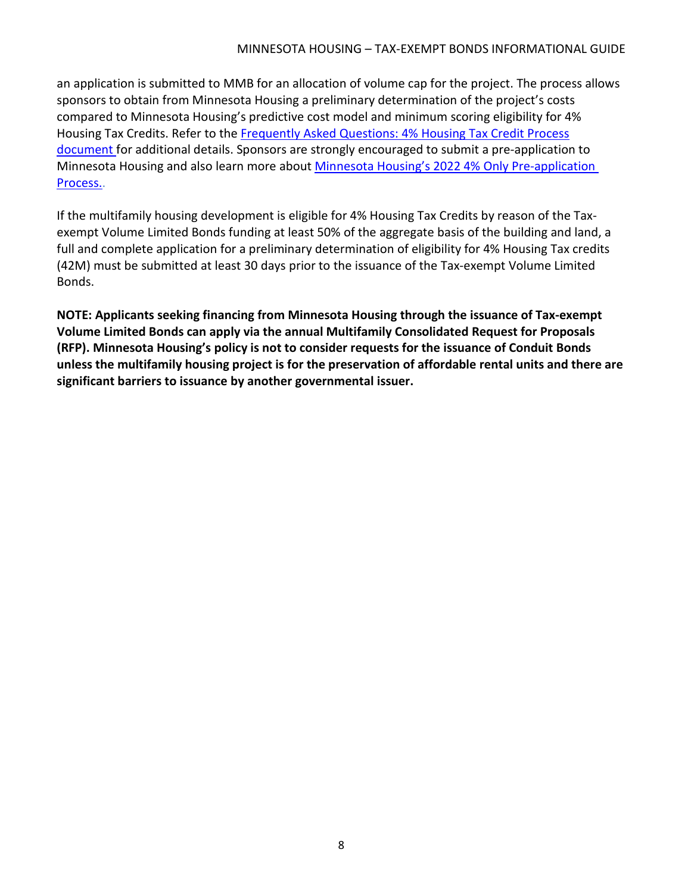an application is submitted to MMB for an allocation of volume cap for the project. The process allows sponsors to obtain from Minnesota Housing a preliminary determination of the project's costs compared to Minnesota Housing's predictive cost model and minimum scoring eligibility for 4% Housing Tax Credits. Refer to the Frequently Asked Questions: 4% Housing Tax Credit Process document for additional details. Sponsors are strongly encouraged to submit a pre-application to Minnesota Housing and also learn more about Minnesota Housing's 2022 4% Only Pre-application Process..

If the multifamily housing development is eligible for 4% Housing Tax Credits by reason of the Tax-exempt Volume Limited Bonds funding at least 50% of the aggregate basis of the building and land, a full and complete application for a preliminary determination of eligibility for 4% Housing Tax credits (42M) must be submitted at least 30 days prior to the issuance of the Tax-exempt Volume Limited Bonds.

**NOTE: Applicants seeking financing from Minnesota Housing through the issuance of Tax-exempt Volume Limited Bonds can apply via the annual Multifamily Consolidated Request for Proposals (RFP). Minnesota Housing's policy is not to consider requests for the issuance of Conduit Bonds unless the multifamily housing project is for the preservation of affordable rental units and there are significant barriers to issuance by another governmental issuer.**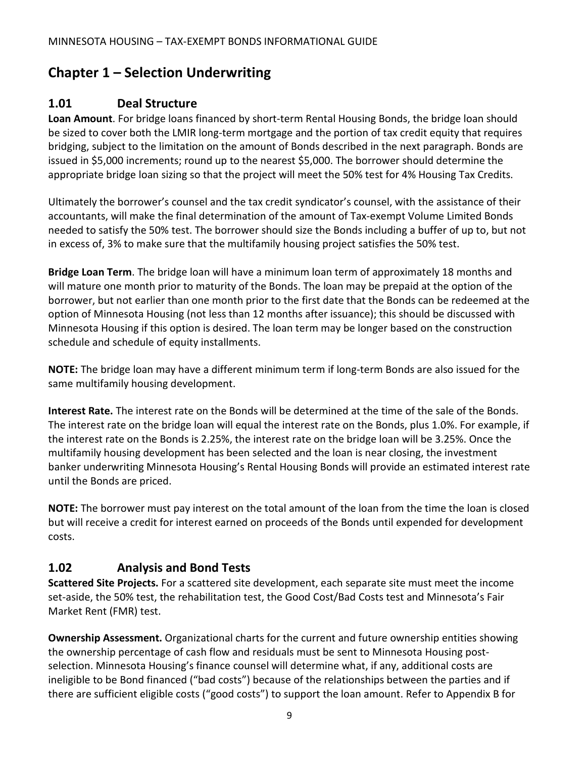# Chapter 1 – Selection Underwriting

## 1.01 Deal Structure

**Loan Amount**. For bridge loans financed by short-term Rental Housing Bonds, the bridge loan should be sized to cover both the LMIR long-term mortgage and the portion of tax credit equity that requires bridging, subject to the limitation on the amount of Bonds described in the next paragraph. Bonds are issued in $5,000 increments; round up to the nearest $5,000. The borrower should determine the appropriate bridge loan sizing so that the project will meet the 50% test for 4% Housing Tax Credits.

Ultimately the borrower's counsel and the tax credit syndicator's counsel, with the assistance of their accountants, will make the final determination of the amount of Tax-exempt Volume Limited Bonds needed to satisfy the 50% test. The borrower should size the Bonds including a buffer of up to, but not in excess of, 3% to make sure that the multifamily housing project satisfies the 50% test.

**Bridge Loan Term**. The bridge loan will have a minimum loan term of approximately 18 months and will mature one month prior to maturity of the Bonds. The loan may be prepaid at the option of the borrower, but not earlier than one month prior to the first date that the Bonds can be redeemed at the option of Minnesota Housing (not less than 12 months after issuance); this should be discussed with Minnesota Housing if this option is desired. The loan term may be longer based on the construction schedule and schedule of equity installments.

**NOTE:** The bridge loan may have a different minimum term if long-term Bonds are also issued for the same multifamily housing development.

**Interest Rate.** The interest rate on the Bonds will be determined at the time of the sale of the Bonds. The interest rate on the bridge loan will equal the interest rate on the Bonds, plus 1.0%. For example, if the interest rate on the Bonds is 2.25%, the interest rate on the bridge loan will be 3.25%. Once the multifamily housing development has been selected and the loan is near closing, the investment banker underwriting Minnesota Housing's Rental Housing Bonds will provide an estimated interest rate until the Bonds are priced.

**NOTE:** The borrower must pay interest on the total amount of the loan from the time the loan is closed but will receive a credit for interest earned on proceeds of the Bonds until expended for development costs.

## 1.02 Analysis and Bond Tests

**Scattered Site Projects.** For a scattered site development, each separate site must meet the income set-aside, the 50% test, the rehabilitation test, the Good Cost/Bad Costs test and Minnesota's Fair Market Rent (FMR) test.

**Ownership Assessment.** Organizational charts for the current and future ownership entities showing the ownership percentage of cash flow and residuals must be sent to Minnesota Housing post-selection. Minnesota Housing's finance counsel will determine what, if any, additional costs are ineligible to be Bond financed ("bad costs") because of the relationships between the parties and if there are sufficient eligible costs ("good costs") to support the loan amount. Refer to Appendix B for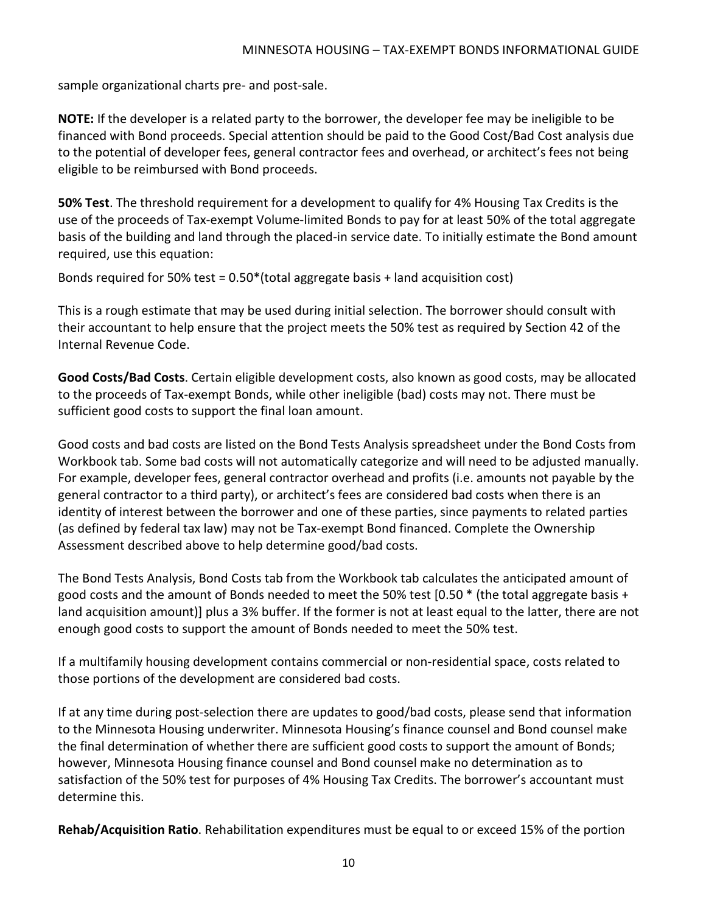sample organizational charts pre- and post-sale.

**NOTE:** If the developer is a related party to the borrower, the developer fee may be ineligible to be financed with Bond proceeds. Special attention should be paid to the Good Cost/Bad Cost analysis due to the potential of developer fees, general contractor fees and overhead, or architect's fees not being eligible to be reimbursed with Bond proceeds.

**50% Test**. The threshold requirement for a development to qualify for 4% Housing Tax Credits is the use of the proceeds of Tax-exempt Volume-limited Bonds to pay for at least 50% of the total aggregate basis of the building and land through the placed-in service date. To initially estimate the Bond amount required, use this equation:

Bonds required for 50% test = 0.50*(total aggregate basis + land acquisition cost)

This is a rough estimate that may be used during initial selection. The borrower should consult with their accountant to help ensure that the project meets the 50% test as required by Section 42 of the Internal Revenue Code.

**Good Costs/Bad Costs**. Certain eligible development costs, also known as good costs, may be allocated to the proceeds of Tax-exempt Bonds, while other ineligible (bad) costs may not. There must be sufficient good costs to support the final loan amount.

Good costs and bad costs are listed on the Bond Tests Analysis spreadsheet under the Bond Costs from Workbook tab. Some bad costs will not automatically categorize and will need to be adjusted manually. For example, developer fees, general contractor overhead and profits (i.e. amounts not payable by the general contractor to a third party), or architect's fees are considered bad costs when there is an identity of interest between the borrower and one of these parties, since payments to related parties (as defined by federal tax law) may not be Tax-exempt Bond financed. Complete the Ownership Assessment described above to help determine good/bad costs.

The Bond Tests Analysis, Bond Costs tab from the Workbook tab calculates the anticipated amount of good costs and the amount of Bonds needed to meet the 50% test [0.50 * (the total aggregate basis + land acquisition amount)] plus a 3% buffer. If the former is not at least equal to the latter, there are not enough good costs to support the amount of Bonds needed to meet the 50% test.

If a multifamily housing development contains commercial or non-residential space, costs related to those portions of the development are considered bad costs.

If at any time during post-selection there are updates to good/bad costs, please send that information to the Minnesota Housing underwriter. Minnesota Housing's finance counsel and Bond counsel make the final determination of whether there are sufficient good costs to support the amount of Bonds; however, Minnesota Housing finance counsel and Bond counsel make no determination as to satisfaction of the 50% test for purposes of 4% Housing Tax Credits. The borrower's accountant must determine this.

**Rehab/Acquisition Ratio**. Rehabilitation expenditures must be equal to or exceed 15% of the portion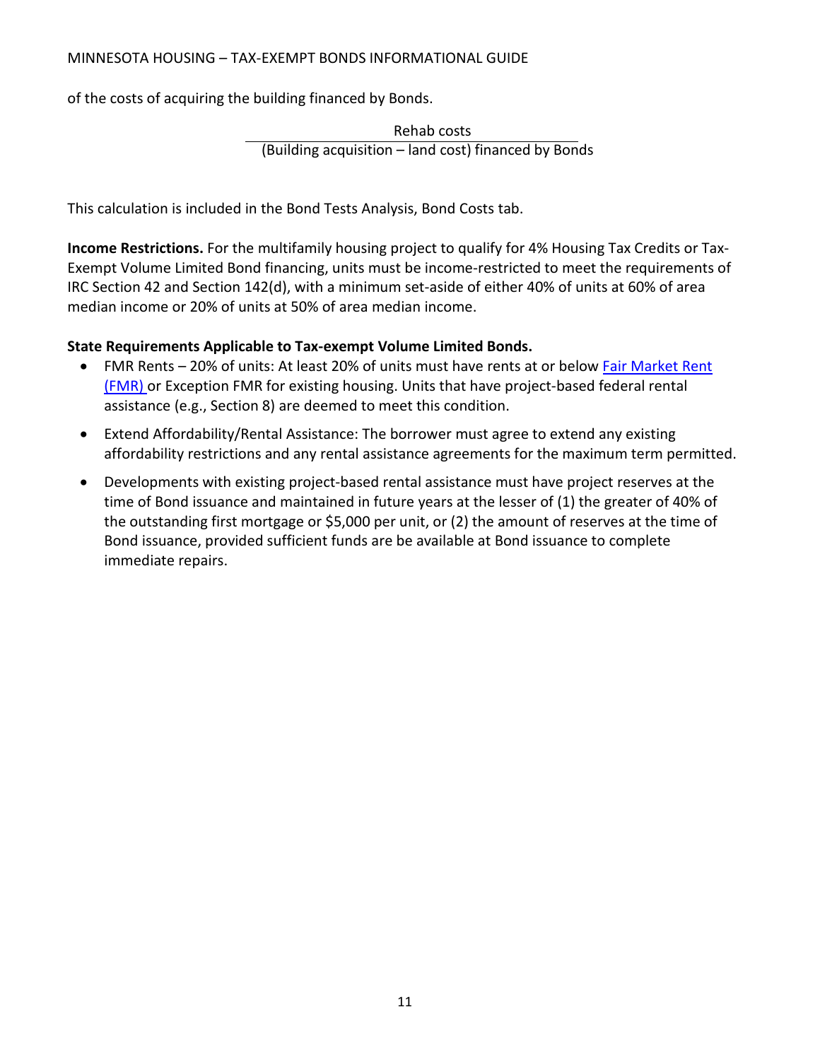of the costs of acquiring the building financed by Bonds.

$$\frac{\text{Rehab costs}}{\text{(Building acquisition – land cost) financed by Bonds}}$$

This calculation is included in the Bond Tests Analysis, Bond Costs tab.

**Income Restrictions.** For the multifamily housing project to qualify for 4% Housing Tax Credits or Tax-Exempt Volume Limited Bond financing, units must be income-restricted to meet the requirements of IRC Section 42 and Section 142(d), with a minimum set-aside of either 40% of units at 60% of area median income or 20% of units at 50% of area median income.

**State Requirements Applicable to Tax-exempt Volume Limited Bonds.**

- FMR Rents – 20% of units: At least 20% of units must have rents at or below Fair Market Rent (FMR) or Exception FMR for existing housing. Units that have project-based federal rental assistance (e.g., Section 8) are deemed to meet this condition.
- Extend Affordability/Rental Assistance: The borrower must agree to extend any existing affordability restrictions and any rental assistance agreements for the maximum term permitted.
- Developments with existing project-based rental assistance must have project reserves at the time of Bond issuance and maintained in future years at the lesser of (1) the greater of 40% of the outstanding first mortgage or $5,000 per unit, or (2) the amount of reserves at the time of Bond issuance, provided sufficient funds are be available at Bond issuance to complete immediate repairs.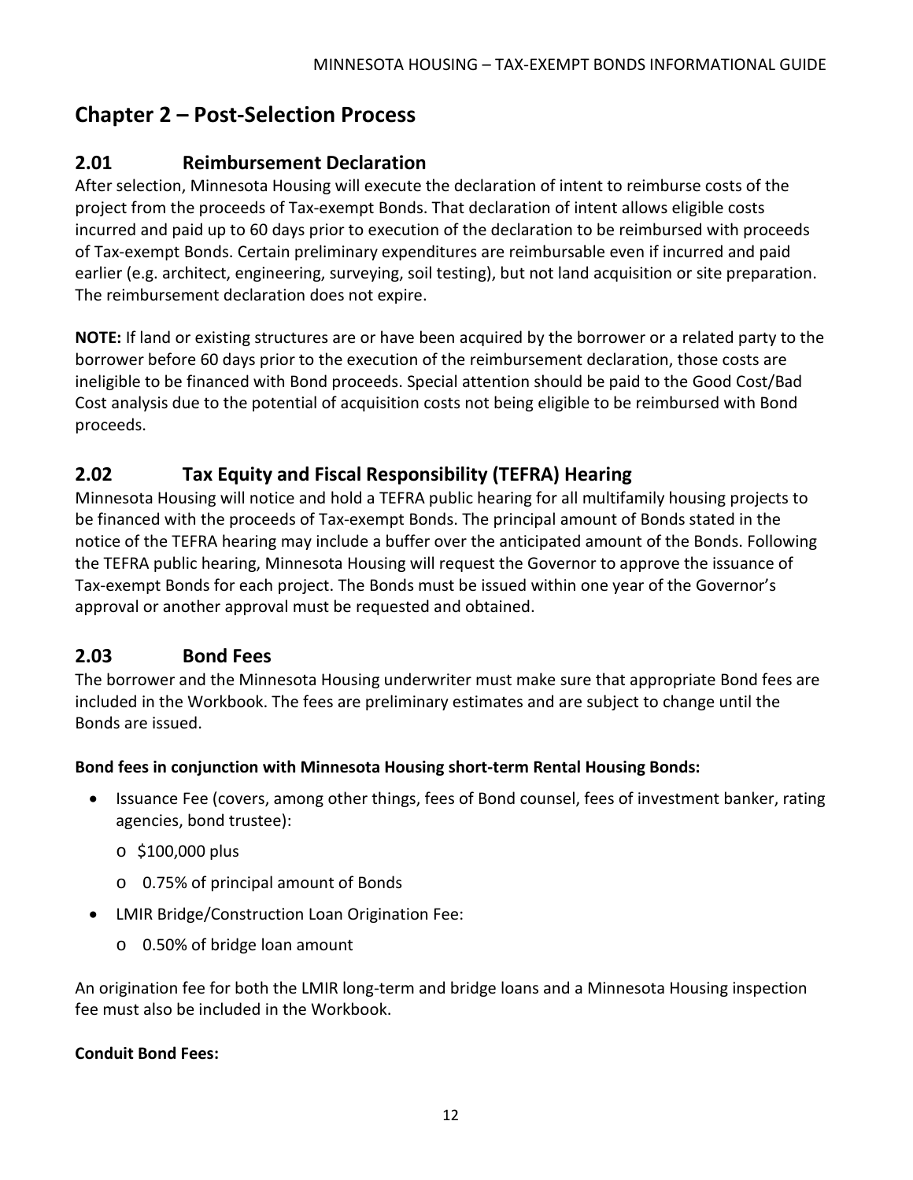## Chapter 2 – Post-Selection Process

### 2.01 Reimbursement Declaration

After selection, Minnesota Housing will execute the declaration of intent to reimburse costs of the project from the proceeds of Tax-exempt Bonds. That declaration of intent allows eligible costs incurred and paid up to 60 days prior to execution of the declaration to be reimbursed with proceeds of Tax-exempt Bonds. Certain preliminary expenditures are reimbursable even if incurred and paid earlier (e.g. architect, engineering, surveying, soil testing), but not land acquisition or site preparation. The reimbursement declaration does not expire.

**NOTE:** If land or existing structures are or have been acquired by the borrower or a related party to the borrower before 60 days prior to the execution of the reimbursement declaration, those costs are ineligible to be financed with Bond proceeds. Special attention should be paid to the Good Cost/Bad Cost analysis due to the potential of acquisition costs not being eligible to be reimbursed with Bond proceeds.

### 2.02 Tax Equity and Fiscal Responsibility (TEFRA) Hearing

Minnesota Housing will notice and hold a TEFRA public hearing for all multifamily housing projects to be financed with the proceeds of Tax-exempt Bonds. The principal amount of Bonds stated in the notice of the TEFRA hearing may include a buffer over the anticipated amount of the Bonds. Following the TEFRA public hearing, Minnesota Housing will request the Governor to approve the issuance of Tax-exempt Bonds for each project. The Bonds must be issued within one year of the Governor's approval or another approval must be requested and obtained.

### 2.03 Bond Fees

The borrower and the Minnesota Housing underwriter must make sure that appropriate Bond fees are included in the Workbook. The fees are preliminary estimates and are subject to change until the Bonds are issued.

**Bond fees in conjunction with Minnesota Housing short-term Rental Housing Bonds:**

- Issuance Fee (covers, among other things, fees of Bond counsel, fees of investment banker, rating agencies, bond trustee):
  - $100,000 plus
  - 0.75% of principal amount of Bonds
- LMIR Bridge/Construction Loan Origination Fee:
  - 0.50% of bridge loan amount

An origination fee for both the LMIR long-term and bridge loans and a Minnesota Housing inspection fee must also be included in the Workbook.

**Conduit Bond Fees:**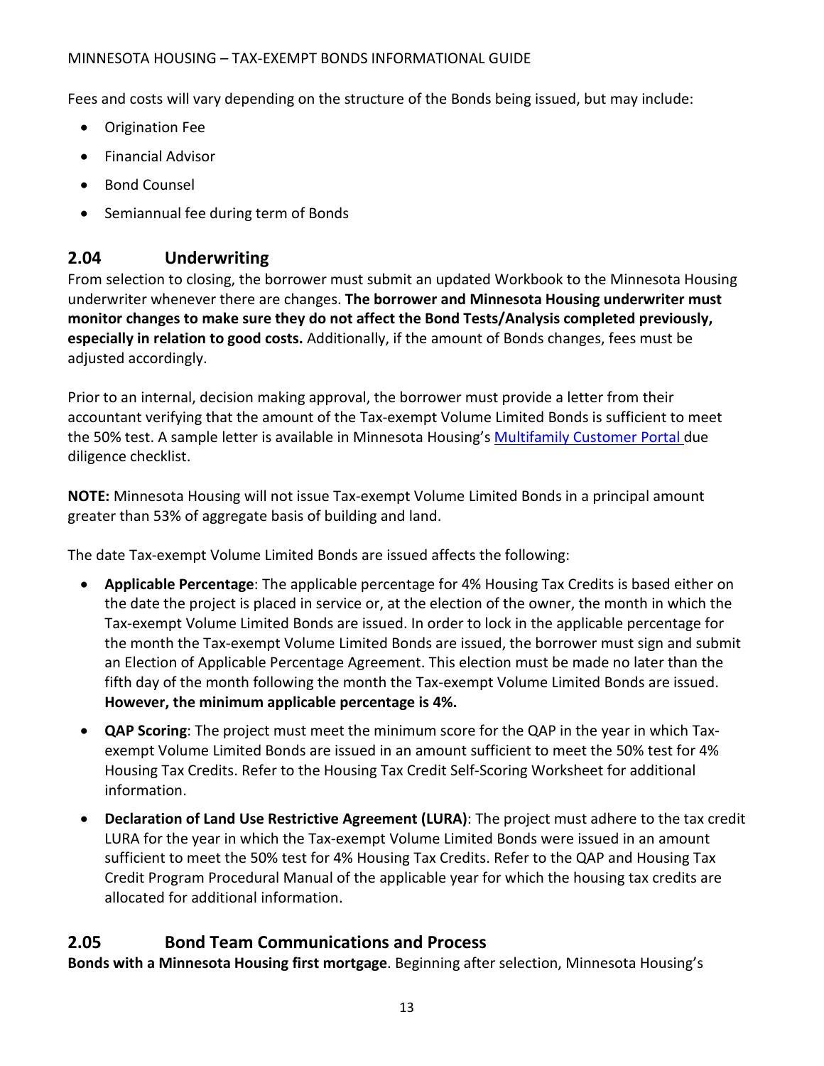Fees and costs will vary depending on the structure of the Bonds being issued, but may include:

- Origination Fee
- Financial Advisor
- Bond Counsel
- Semiannual fee during term of Bonds

## 2.04 Underwriting

From selection to closing, the borrower must submit an updated Workbook to the Minnesota Housing underwriter whenever there are changes. **The borrower and Minnesota Housing underwriter must monitor changes to make sure they do not affect the Bond Tests/Analysis completed previously, especially in relation to good costs.** Additionally, if the amount of Bonds changes, fees must be adjusted accordingly.

Prior to an internal, decision making approval, the borrower must provide a letter from their accountant verifying that the amount of the Tax-exempt Volume Limited Bonds is sufficient to meet the 50% test. A sample letter is available in Minnesota Housing's Multifamily Customer Portal due diligence checklist.

**NOTE:** Minnesota Housing will not issue Tax-exempt Volume Limited Bonds in a principal amount greater than 53% of aggregate basis of building and land.

The date Tax-exempt Volume Limited Bonds are issued affects the following:

- **Applicable Percentage**: The applicable percentage for 4% Housing Tax Credits is based either on the date the project is placed in service or, at the election of the owner, the month in which the Tax-exempt Volume Limited Bonds are issued. In order to lock in the applicable percentage for the month the Tax-exempt Volume Limited Bonds are issued, the borrower must sign and submit an Election of Applicable Percentage Agreement. This election must be made no later than the fifth day of the month following the month the Tax-exempt Volume Limited Bonds are issued. **However, the minimum applicable percentage is 4%.**
- **QAP Scoring**: The project must meet the minimum score for the QAP in the year in which Tax-exempt Volume Limited Bonds are issued in an amount sufficient to meet the 50% test for 4% Housing Tax Credits. Refer to the Housing Tax Credit Self-Scoring Worksheet for additional information.
- **Declaration of Land Use Restrictive Agreement (LURA)**: The project must adhere to the tax credit LURA for the year in which the Tax-exempt Volume Limited Bonds were issued in an amount sufficient to meet the 50% test for 4% Housing Tax Credits. Refer to the QAP and Housing Tax Credit Program Procedural Manual of the applicable year for which the housing tax credits are allocated for additional information.

## 2.05 Bond Team Communications and Process

**Bonds with a Minnesota Housing first mortgage**. Beginning after selection, Minnesota Housing's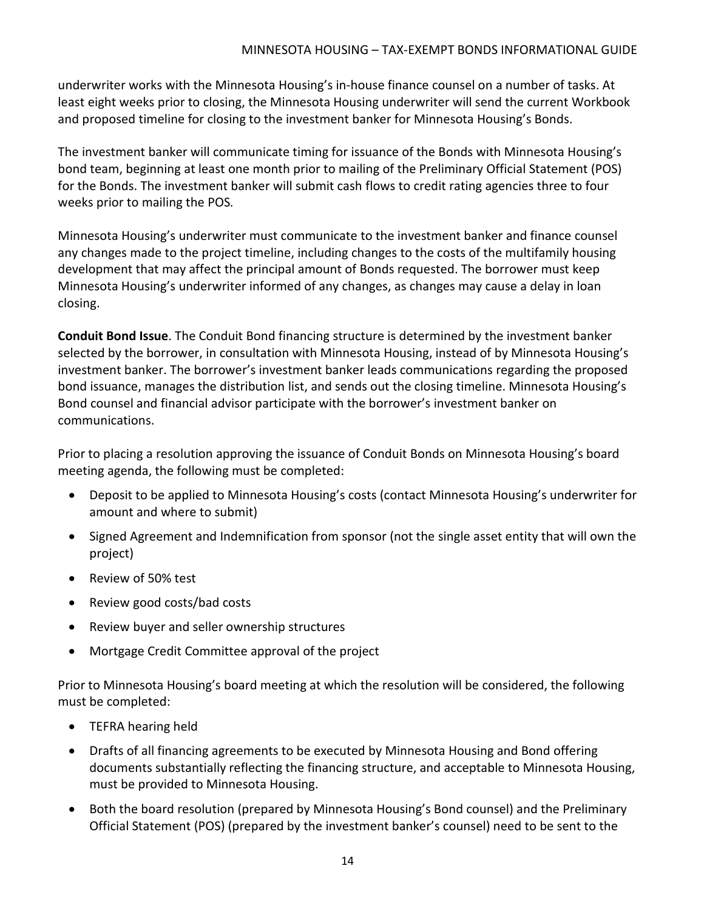underwriter works with the Minnesota Housing's in-house finance counsel on a number of tasks. At least eight weeks prior to closing, the Minnesota Housing underwriter will send the current Workbook and proposed timeline for closing to the investment banker for Minnesota Housing's Bonds.

The investment banker will communicate timing for issuance of the Bonds with Minnesota Housing's bond team, beginning at least one month prior to mailing of the Preliminary Official Statement (POS) for the Bonds. The investment banker will submit cash flows to credit rating agencies three to four weeks prior to mailing the POS.

Minnesota Housing's underwriter must communicate to the investment banker and finance counsel any changes made to the project timeline, including changes to the costs of the multifamily housing development that may affect the principal amount of Bonds requested. The borrower must keep Minnesota Housing's underwriter informed of any changes, as changes may cause a delay in loan closing.

**Conduit Bond Issue**. The Conduit Bond financing structure is determined by the investment banker selected by the borrower, in consultation with Minnesota Housing, instead of by Minnesota Housing's investment banker. The borrower's investment banker leads communications regarding the proposed bond issuance, manages the distribution list, and sends out the closing timeline. Minnesota Housing's Bond counsel and financial advisor participate with the borrower's investment banker on communications.

Prior to placing a resolution approving the issuance of Conduit Bonds on Minnesota Housing's board meeting agenda, the following must be completed:

- Deposit to be applied to Minnesota Housing's costs (contact Minnesota Housing's underwriter for amount and where to submit)
- Signed Agreement and Indemnification from sponsor (not the single asset entity that will own the project)
- Review of 50% test
- Review good costs/bad costs
- Review buyer and seller ownership structures
- Mortgage Credit Committee approval of the project

Prior to Minnesota Housing's board meeting at which the resolution will be considered, the following must be completed:

- TEFRA hearing held
- Drafts of all financing agreements to be executed by Minnesota Housing and Bond offering documents substantially reflecting the financing structure, and acceptable to Minnesota Housing, must be provided to Minnesota Housing.
- Both the board resolution (prepared by Minnesota Housing's Bond counsel) and the Preliminary Official Statement (POS) (prepared by the investment banker's counsel) need to be sent to the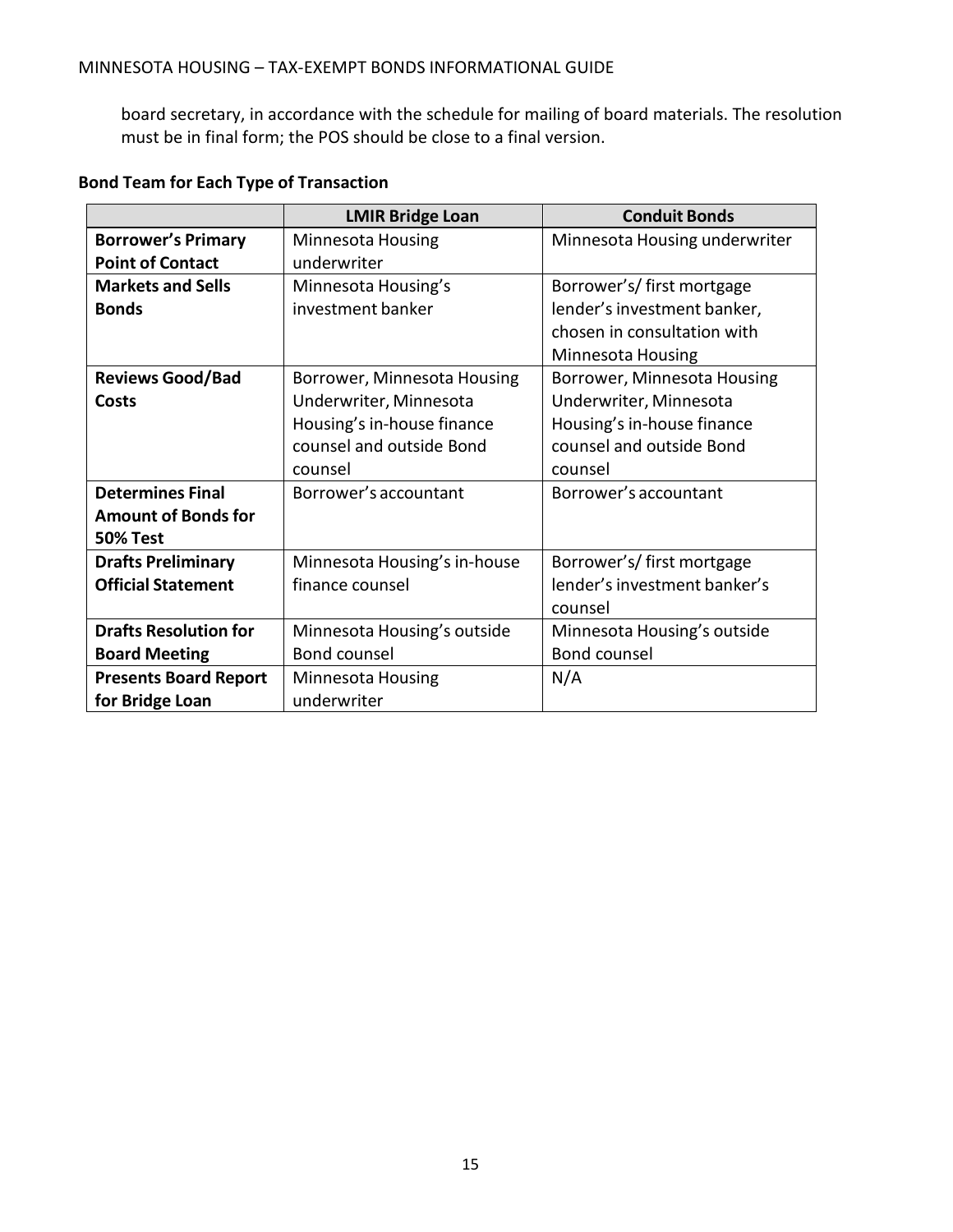board secretary, in accordance with the schedule for mailing of board materials. The resolution must be in final form; the POS should be close to a final version.

**Bond Team for Each Type of Transaction**

| | LMIR Bridge Loan | Conduit Bonds |
|---|---|---|
| **Borrower's Primary Point of Contact** | Minnesota Housing underwriter | Minnesota Housing underwriter |
| **Markets and Sells Bonds** | Minnesota Housing's investment banker | Borrower's/ first mortgage lender's investment banker, chosen in consultation with Minnesota Housing |
| **Reviews Good/Bad Costs** | Borrower, Minnesota Housing Underwriter, Minnesota Housing's in-house finance counsel and outside Bond counsel | Borrower, Minnesota Housing Underwriter, Minnesota Housing's in-house finance counsel and outside Bond counsel |
| **Determines Final Amount of Bonds for 50% Test** | Borrower's accountant | Borrower's accountant |
| **Drafts Preliminary Official Statement** | Minnesota Housing's in-house finance counsel | Borrower's/ first mortgage lender's investment banker's counsel |
| **Drafts Resolution for Board Meeting** | Minnesota Housing's outside Bond counsel | Minnesota Housing's outside Bond counsel |
| **Presents Board Report for Bridge Loan** | Minnesota Housing underwriter | N/A |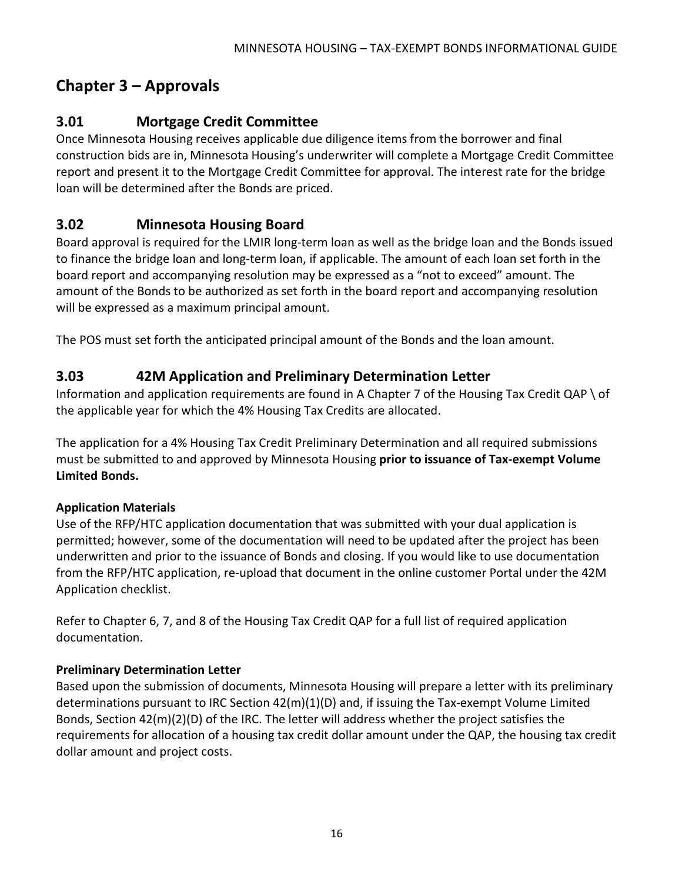# Chapter 3 – Approvals

## 3.01 Mortgage Credit Committee

Once Minnesota Housing receives applicable due diligence items from the borrower and final construction bids are in, Minnesota Housing's underwriter will complete a Mortgage Credit Committee report and present it to the Mortgage Credit Committee for approval. The interest rate for the bridge loan will be determined after the Bonds are priced.

## 3.02 Minnesota Housing Board

Board approval is required for the LMIR long-term loan as well as the bridge loan and the Bonds issued to finance the bridge loan and long-term loan, if applicable. The amount of each loan set forth in the board report and accompanying resolution may be expressed as a "not to exceed" amount. The amount of the Bonds to be authorized as set forth in the board report and accompanying resolution will be expressed as a maximum principal amount.

The POS must set forth the anticipated principal amount of the Bonds and the loan amount.

## 3.03 42M Application and Preliminary Determination Letter

Information and application requirements are found in A Chapter 7 of the Housing Tax Credit QAP \ of the applicable year for which the 4% Housing Tax Credits are allocated.

The application for a 4% Housing Tax Credit Preliminary Determination and all required submissions must be submitted to and approved by Minnesota Housing **prior to issuance of Tax-exempt Volume Limited Bonds.**

### Application Materials

Use of the RFP/HTC application documentation that was submitted with your dual application is permitted; however, some of the documentation will need to be updated after the project has been underwritten and prior to the issuance of Bonds and closing. If you would like to use documentation from the RFP/HTC application, re-upload that document in the online customer Portal under the 42M Application checklist.

Refer to Chapter 6, 7, and 8 of the Housing Tax Credit QAP for a full list of required application documentation.

### Preliminary Determination Letter

Based upon the submission of documents, Minnesota Housing will prepare a letter with its preliminary determinations pursuant to IRC Section 42(m)(1)(D) and, if issuing the Tax-exempt Volume Limited Bonds, Section 42(m)(2)(D) of the IRC. The letter will address whether the project satisfies the requirements for allocation of a housing tax credit dollar amount under the QAP, the housing tax credit dollar amount and project costs.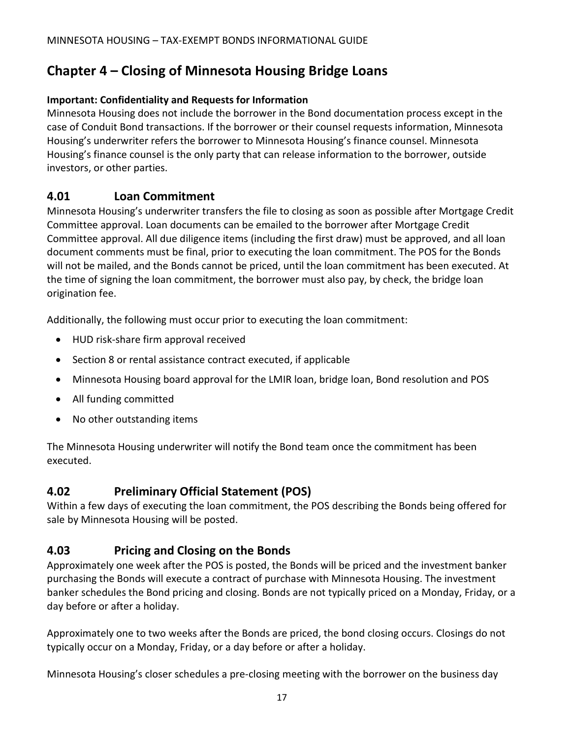## Chapter 4 – Closing of Minnesota Housing Bridge Loans

**Important: Confidentiality and Requests for Information**

Minnesota Housing does not include the borrower in the Bond documentation process except in the case of Conduit Bond transactions. If the borrower or their counsel requests information, Minnesota Housing's underwriter refers the borrower to Minnesota Housing's finance counsel. Minnesota Housing's finance counsel is the only party that can release information to the borrower, outside investors, or other parties.

### 4.01 Loan Commitment

Minnesota Housing's underwriter transfers the file to closing as soon as possible after Mortgage Credit Committee approval. Loan documents can be emailed to the borrower after Mortgage Credit Committee approval. All due diligence items (including the first draw) must be approved, and all loan document comments must be final, prior to executing the loan commitment. The POS for the Bonds will not be mailed, and the Bonds cannot be priced, until the loan commitment has been executed. At the time of signing the loan commitment, the borrower must also pay, by check, the bridge loan origination fee.

Additionally, the following must occur prior to executing the loan commitment:

- HUD risk-share firm approval received
- Section 8 or rental assistance contract executed, if applicable
- Minnesota Housing board approval for the LMIR loan, bridge loan, Bond resolution and POS
- All funding committed
- No other outstanding items

The Minnesota Housing underwriter will notify the Bond team once the commitment has been executed.

### 4.02 Preliminary Official Statement (POS)

Within a few days of executing the loan commitment, the POS describing the Bonds being offered for sale by Minnesota Housing will be posted.

### 4.03 Pricing and Closing on the Bonds

Approximately one week after the POS is posted, the Bonds will be priced and the investment banker purchasing the Bonds will execute a contract of purchase with Minnesota Housing. The investment banker schedules the Bond pricing and closing. Bonds are not typically priced on a Monday, Friday, or a day before or after a holiday.

Approximately one to two weeks after the Bonds are priced, the bond closing occurs. Closings do not typically occur on a Monday, Friday, or a day before or after a holiday.

Minnesota Housing's closer schedules a pre-closing meeting with the borrower on the business day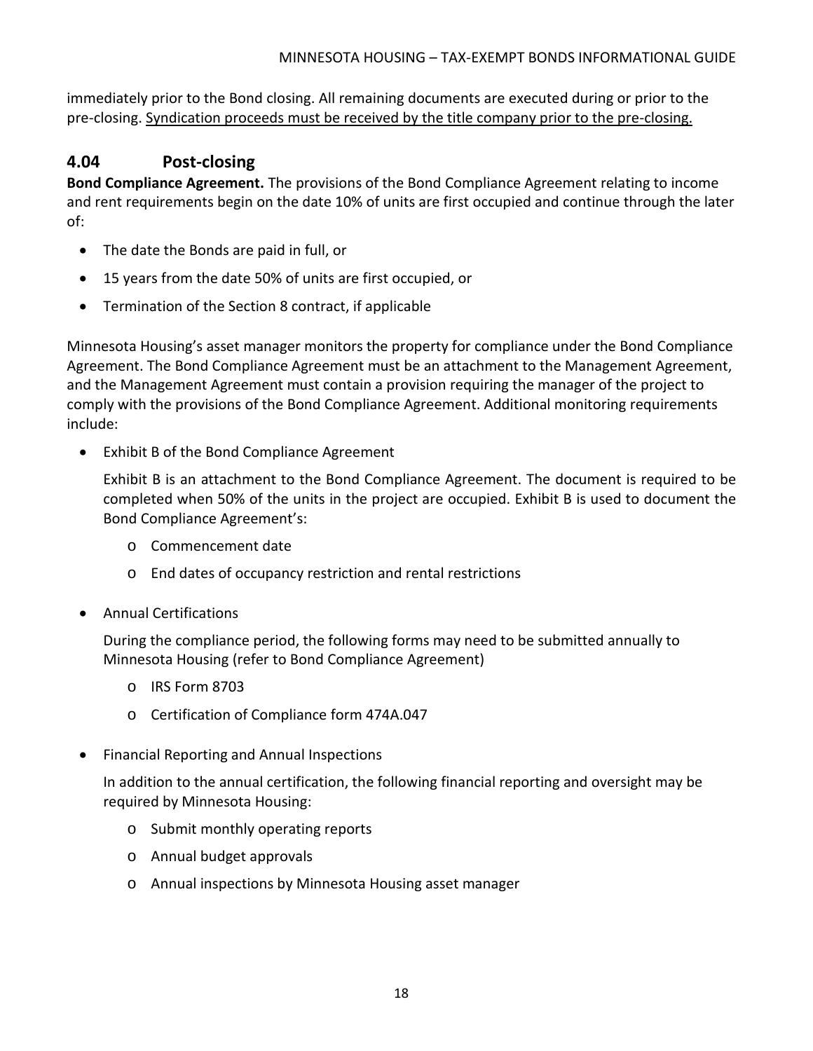immediately prior to the Bond closing. All remaining documents are executed during or prior to the pre-closing. <u>Syndication proceeds must be received by the title company prior to the pre-closing.</u>

## 4.04 Post-closing

**Bond Compliance Agreement.** The provisions of the Bond Compliance Agreement relating to income and rent requirements begin on the date 10% of units are first occupied and continue through the later of:

- The date the Bonds are paid in full, or
- 15 years from the date 50% of units are first occupied, or
- Termination of the Section 8 contract, if applicable

Minnesota Housing's asset manager monitors the property for compliance under the Bond Compliance Agreement. The Bond Compliance Agreement must be an attachment to the Management Agreement, and the Management Agreement must contain a provision requiring the manager of the project to comply with the provisions of the Bond Compliance Agreement. Additional monitoring requirements include:

- Exhibit B of the Bond Compliance Agreement

  Exhibit B is an attachment to the Bond Compliance Agreement. The document is required to be completed when 50% of the units in the project are occupied. Exhibit B is used to document the Bond Compliance Agreement's:

  - Commencement date
  - End dates of occupancy restriction and rental restrictions

- Annual Certifications

  During the compliance period, the following forms may need to be submitted annually to Minnesota Housing (refer to Bond Compliance Agreement)

  - IRS Form 8703
  - Certification of Compliance form 474A.047

- Financial Reporting and Annual Inspections

  In addition to the annual certification, the following financial reporting and oversight may be required by Minnesota Housing:

  - Submit monthly operating reports
  - Annual budget approvals
  - Annual inspections by Minnesota Housing asset manager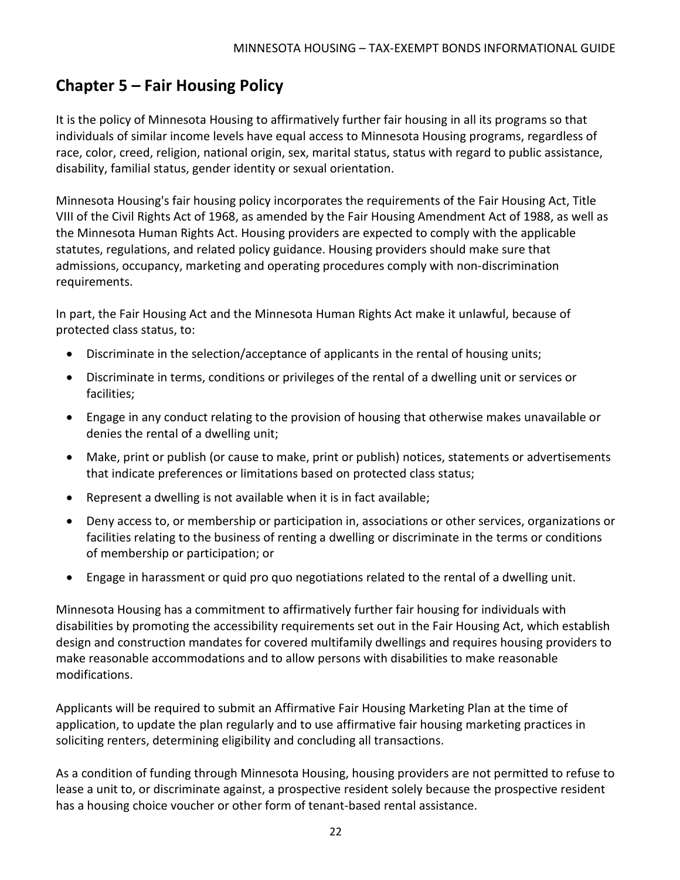## Chapter 5 – Fair Housing Policy

It is the policy of Minnesota Housing to affirmatively further fair housing in all its programs so that individuals of similar income levels have equal access to Minnesota Housing programs, regardless of race, color, creed, religion, national origin, sex, marital status, status with regard to public assistance, disability, familial status, gender identity or sexual orientation.

Minnesota Housing's fair housing policy incorporates the requirements of the Fair Housing Act, Title VIII of the Civil Rights Act of 1968, as amended by the Fair Housing Amendment Act of 1988, as well as the Minnesota Human Rights Act. Housing providers are expected to comply with the applicable statutes, regulations, and related policy guidance. Housing providers should make sure that admissions, occupancy, marketing and operating procedures comply with non-discrimination requirements.

In part, the Fair Housing Act and the Minnesota Human Rights Act make it unlawful, because of protected class status, to:

- Discriminate in the selection/acceptance of applicants in the rental of housing units;
- Discriminate in terms, conditions or privileges of the rental of a dwelling unit or services or facilities;
- Engage in any conduct relating to the provision of housing that otherwise makes unavailable or denies the rental of a dwelling unit;
- Make, print or publish (or cause to make, print or publish) notices, statements or advertisements that indicate preferences or limitations based on protected class status;
- Represent a dwelling is not available when it is in fact available;
- Deny access to, or membership or participation in, associations or other services, organizations or facilities relating to the business of renting a dwelling or discriminate in the terms or conditions of membership or participation; or
- Engage in harassment or quid pro quo negotiations related to the rental of a dwelling unit.

Minnesota Housing has a commitment to affirmatively further fair housing for individuals with disabilities by promoting the accessibility requirements set out in the Fair Housing Act, which establish design and construction mandates for covered multifamily dwellings and requires housing providers to make reasonable accommodations and to allow persons with disabilities to make reasonable modifications.

Applicants will be required to submit an Affirmative Fair Housing Marketing Plan at the time of application, to update the plan regularly and to use affirmative fair housing marketing practices in soliciting renters, determining eligibility and concluding all transactions.

As a condition of funding through Minnesota Housing, housing providers are not permitted to refuse to lease a unit to, or discriminate against, a prospective resident solely because the prospective resident has a housing choice voucher or other form of tenant-based rental assistance.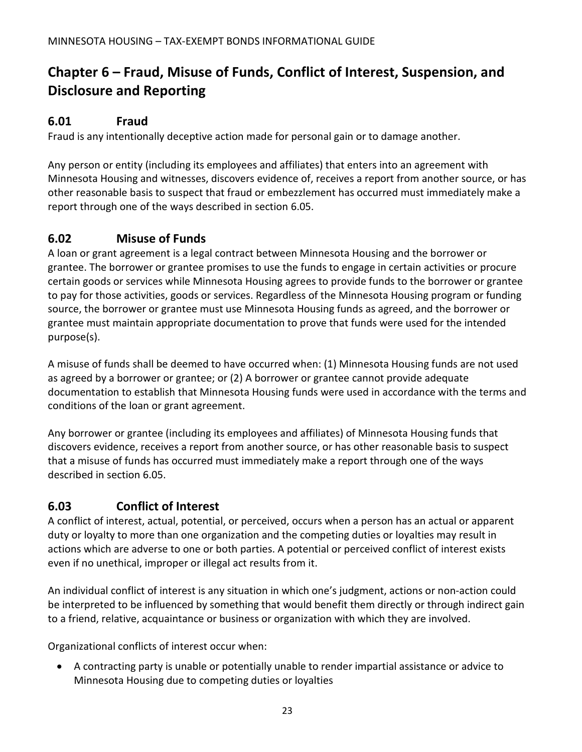# Chapter 6 – Fraud, Misuse of Funds, Conflict of Interest, Suspension, and Disclosure and Reporting

## 6.01 Fraud

Fraud is any intentionally deceptive action made for personal gain or to damage another.

Any person or entity (including its employees and affiliates) that enters into an agreement with Minnesota Housing and witnesses, discovers evidence of, receives a report from another source, or has other reasonable basis to suspect that fraud or embezzlement has occurred must immediately make a report through one of the ways described in section 6.05.

## 6.02 Misuse of Funds

A loan or grant agreement is a legal contract between Minnesota Housing and the borrower or grantee. The borrower or grantee promises to use the funds to engage in certain activities or procure certain goods or services while Minnesota Housing agrees to provide funds to the borrower or grantee to pay for those activities, goods or services. Regardless of the Minnesota Housing program or funding source, the borrower or grantee must use Minnesota Housing funds as agreed, and the borrower or grantee must maintain appropriate documentation to prove that funds were used for the intended purpose(s).

A misuse of funds shall be deemed to have occurred when: (1) Minnesota Housing funds are not used as agreed by a borrower or grantee; or (2) A borrower or grantee cannot provide adequate documentation to establish that Minnesota Housing funds were used in accordance with the terms and conditions of the loan or grant agreement.

Any borrower or grantee (including its employees and affiliates) of Minnesota Housing funds that discovers evidence, receives a report from another source, or has other reasonable basis to suspect that a misuse of funds has occurred must immediately make a report through one of the ways described in section 6.05.

## 6.03 Conflict of Interest

A conflict of interest, actual, potential, or perceived, occurs when a person has an actual or apparent duty or loyalty to more than one organization and the competing duties or loyalties may result in actions which are adverse to one or both parties. A potential or perceived conflict of interest exists even if no unethical, improper or illegal act results from it.

An individual conflict of interest is any situation in which one's judgment, actions or non-action could be interpreted to be influenced by something that would benefit them directly or through indirect gain to a friend, relative, acquaintance or business or organization with which they are involved.

Organizational conflicts of interest occur when:

- A contracting party is unable or potentially unable to render impartial assistance or advice to Minnesota Housing due to competing duties or loyalties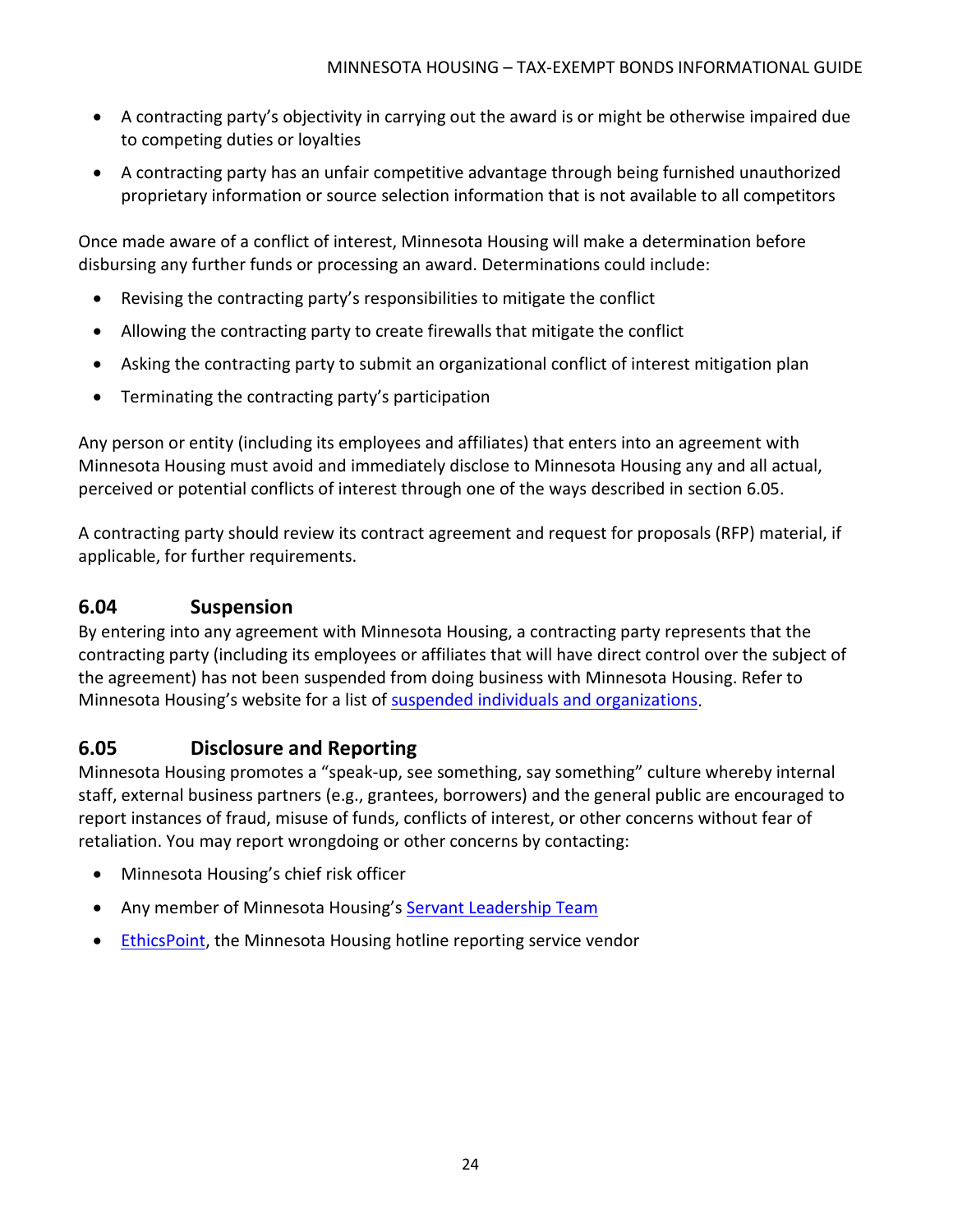- A contracting party's objectivity in carrying out the award is or might be otherwise impaired due to competing duties or loyalties
- A contracting party has an unfair competitive advantage through being furnished unauthorized proprietary information or source selection information that is not available to all competitors

Once made aware of a conflict of interest, Minnesota Housing will make a determination before disbursing any further funds or processing an award. Determinations could include:

- Revising the contracting party's responsibilities to mitigate the conflict
- Allowing the contracting party to create firewalls that mitigate the conflict
- Asking the contracting party to submit an organizational conflict of interest mitigation plan
- Terminating the contracting party's participation

Any person or entity (including its employees and affiliates) that enters into an agreement with Minnesota Housing must avoid and immediately disclose to Minnesota Housing any and all actual, perceived or potential conflicts of interest through one of the ways described in section 6.05.

A contracting party should review its contract agreement and request for proposals (RFP) material, if applicable, for further requirements.

## 6.04 Suspension

By entering into any agreement with Minnesota Housing, a contracting party represents that the contracting party (including its employees or affiliates that will have direct control over the subject of the agreement) has not been suspended from doing business with Minnesota Housing. Refer to Minnesota Housing's website for a list of suspended individuals and organizations.

## 6.05 Disclosure and Reporting

Minnesota Housing promotes a "speak-up, see something, say something" culture whereby internal staff, external business partners (e.g., grantees, borrowers) and the general public are encouraged to report instances of fraud, misuse of funds, conflicts of interest, or other concerns without fear of retaliation. You may report wrongdoing or other concerns by contacting:

- Minnesota Housing's chief risk officer
- Any member of Minnesota Housing's Servant Leadership Team
- EthicsPoint, the Minnesota Housing hotline reporting service vendor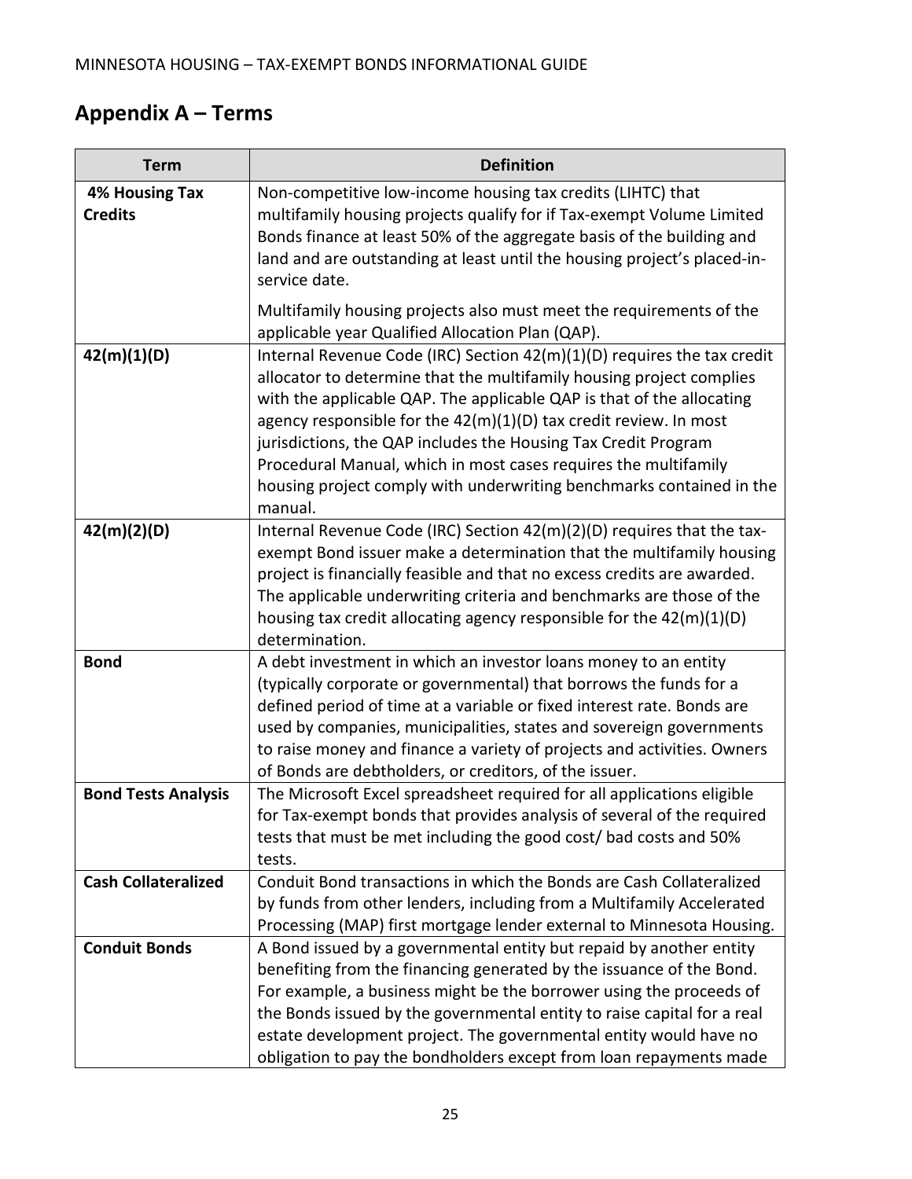## Appendix A – Terms

| Term | Definition |
| --- | --- |
| **4% Housing Tax Credits** | Non-competitive low-income housing tax credits (LIHTC) that multifamily housing projects qualify for if Tax-exempt Volume Limited Bonds finance at least 50% of the aggregate basis of the building and land and are outstanding at least until the housing project's placed-in-service date.<br><br>Multifamily housing projects also must meet the requirements of the applicable year Qualified Allocation Plan (QAP). |
| **42(m)(1)(D)** | Internal Revenue Code (IRC) Section 42(m)(1)(D) requires the tax credit allocator to determine that the multifamily housing project complies with the applicable QAP. The applicable QAP is that of the allocating agency responsible for the 42(m)(1)(D) tax credit review. In most jurisdictions, the QAP includes the Housing Tax Credit Program Procedural Manual, which in most cases requires the multifamily housing project comply with underwriting benchmarks contained in the manual. |
| **42(m)(2)(D)** | Internal Revenue Code (IRC) Section 42(m)(2)(D) requires that the tax-exempt Bond issuer make a determination that the multifamily housing project is financially feasible and that no excess credits are awarded. The applicable underwriting criteria and benchmarks are those of the housing tax credit allocating agency responsible for the 42(m)(1)(D) determination. |
| **Bond** | A debt investment in which an investor loans money to an entity (typically corporate or governmental) that borrows the funds for a defined period of time at a variable or fixed interest rate. Bonds are used by companies, municipalities, states and sovereign governments to raise money and finance a variety of projects and activities. Owners of Bonds are debtholders, or creditors, of the issuer. |
| **Bond Tests Analysis** | The Microsoft Excel spreadsheet required for all applications eligible for Tax-exempt bonds that provides analysis of several of the required tests that must be met including the good cost/ bad costs and 50% tests. |
| **Cash Collateralized** | Conduit Bond transactions in which the Bonds are Cash Collateralized by funds from other lenders, including from a Multifamily Accelerated Processing (MAP) first mortgage lender external to Minnesota Housing. |
| **Conduit Bonds** | A Bond issued by a governmental entity but repaid by another entity benefiting from the financing generated by the issuance of the Bond. For example, a business might be the borrower using the proceeds of the Bonds issued by the governmental entity to raise capital for a real estate development project. The governmental entity would have no obligation to pay the bondholders except from loan repayments made |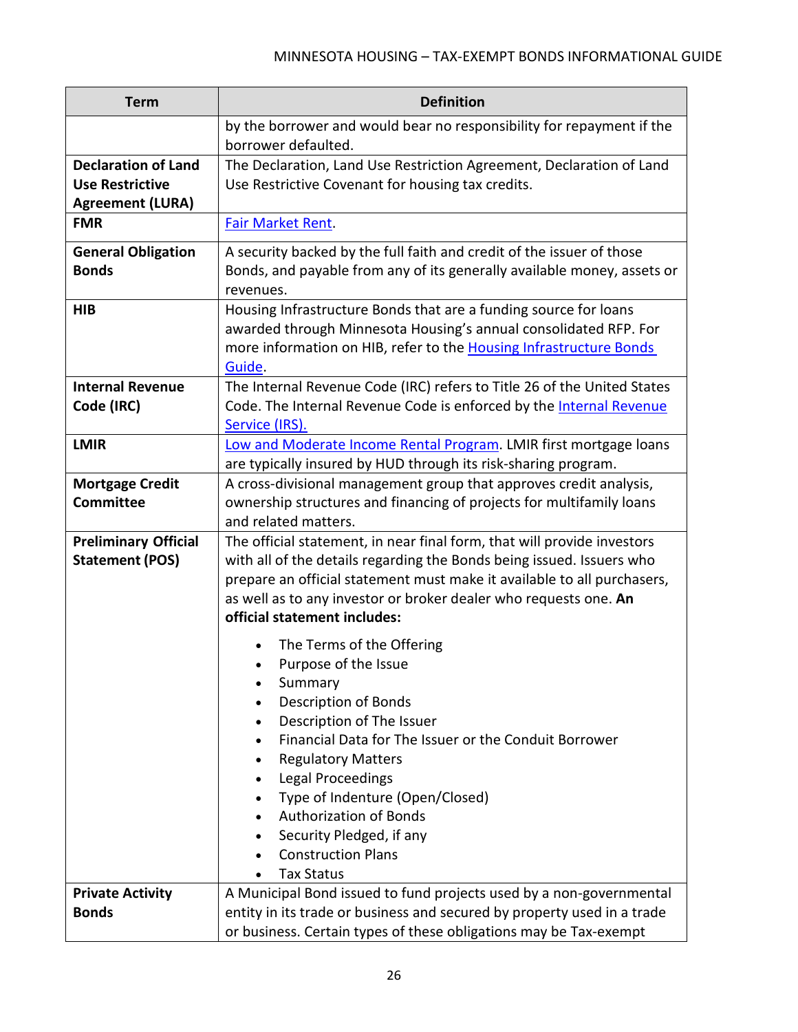| Term | Definition |
| --- | --- |
| | by the borrower and would bear no responsibility for repayment if the borrower defaulted. |
| **Declaration of Land Use Restrictive Agreement (LURA)** | The Declaration, Land Use Restriction Agreement, Declaration of Land Use Restrictive Covenant for housing tax credits. |
| **FMR** | [Fair Market Rent](). |
| **General Obligation Bonds** | A security backed by the full faith and credit of the issuer of those Bonds, and payable from any of its generally available money, assets or revenues. |
| **HIB** | Housing Infrastructure Bonds that are a funding source for loans awarded through Minnesota Housing's annual consolidated RFP. For more information on HIB, refer to the [Housing Infrastructure Bonds Guide](). |
| **Internal Revenue Code (IRC)** | The Internal Revenue Code (IRC) refers to Title 26 of the United States Code. The Internal Revenue Code is enforced by the [Internal Revenue Service (IRS).]() |
| **LMIR** | [Low and Moderate Income Rental Program](). LMIR first mortgage loans are typically insured by HUD through its risk-sharing program. |
| **Mortgage Credit Committee** | A cross-divisional management group that approves credit analysis, ownership structures and financing of projects for multifamily loans and related matters. |
| **Preliminary Official Statement (POS)** | The official statement, in near final form, that will provide investors with all of the details regarding the Bonds being issued. Issuers who prepare an official statement must make it available to all purchasers, as well as to any investor or broker dealer who requests one. **An official statement includes:**<br>• The Terms of the Offering<br>• Purpose of the Issue<br>• Summary<br>• Description of Bonds<br>• Description of The Issuer<br>• Financial Data for The Issuer or the Conduit Borrower<br>• Regulatory Matters<br>• Legal Proceedings<br>• Type of Indenture (Open/Closed)<br>• Authorization of Bonds<br>• Security Pledged, if any<br>• Construction Plans<br>• Tax Status |
| **Private Activity Bonds** | A Municipal Bond issued to fund projects used by a non-governmental entity in its trade or business and secured by property used in a trade or business. Certain types of these obligations may be Tax-exempt |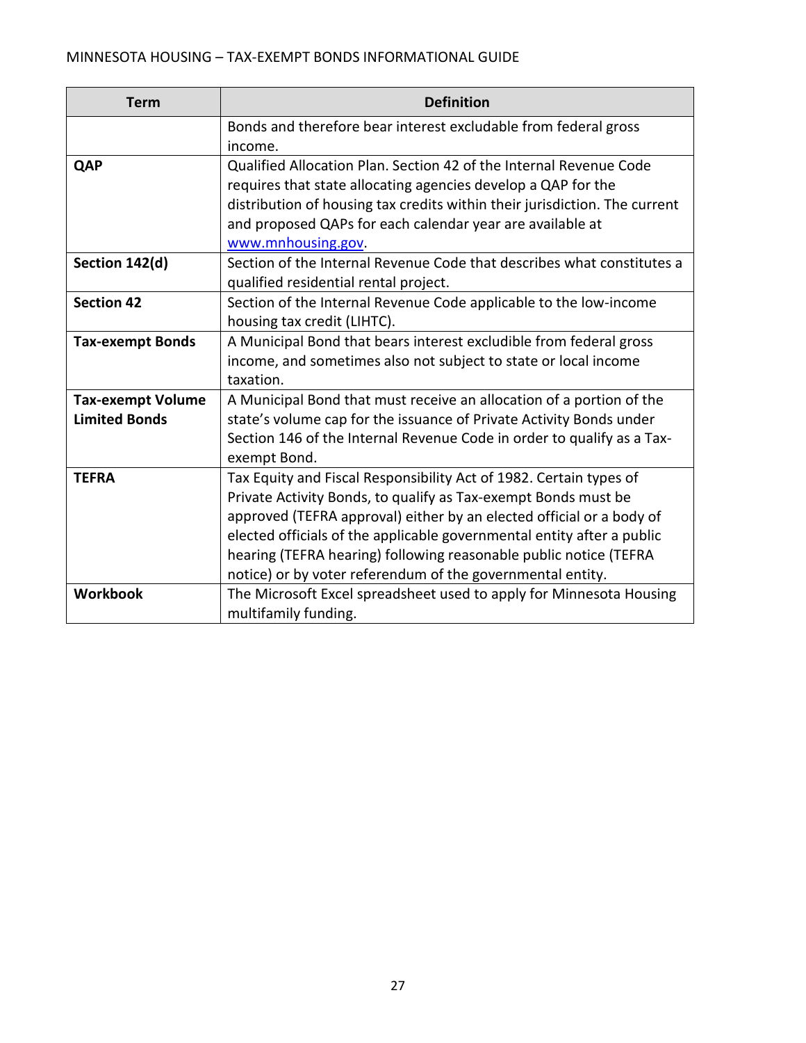| Term | Definition |
|---|---|
| | Bonds and therefore bear interest excludable from federal gross income. |
| **QAP** | Qualified Allocation Plan. Section 42 of the Internal Revenue Code requires that state allocating agencies develop a QAP for the distribution of housing tax credits within their jurisdiction. The current and proposed QAPs for each calendar year are available at [www.mnhousing.gov](www.mnhousing.gov). |
| **Section 142(d)** | Section of the Internal Revenue Code that describes what constitutes a qualified residential rental project. |
| **Section 42** | Section of the Internal Revenue Code applicable to the low-income housing tax credit (LIHTC). |
| **Tax-exempt Bonds** | A Municipal Bond that bears interest excludible from federal gross income, and sometimes also not subject to state or local income taxation. |
| **Tax-exempt Volume Limited Bonds** | A Municipal Bond that must receive an allocation of a portion of the state's volume cap for the issuance of Private Activity Bonds under Section 146 of the Internal Revenue Code in order to qualify as a Tax-exempt Bond. |
| **TEFRA** | Tax Equity and Fiscal Responsibility Act of 1982. Certain types of Private Activity Bonds, to qualify as Tax-exempt Bonds must be approved (TEFRA approval) either by an elected official or a body of elected officials of the applicable governmental entity after a public hearing (TEFRA hearing) following reasonable public notice (TEFRA notice) or by voter referendum of the governmental entity. |
| **Workbook** | The Microsoft Excel spreadsheet used to apply for Minnesota Housing multifamily funding. |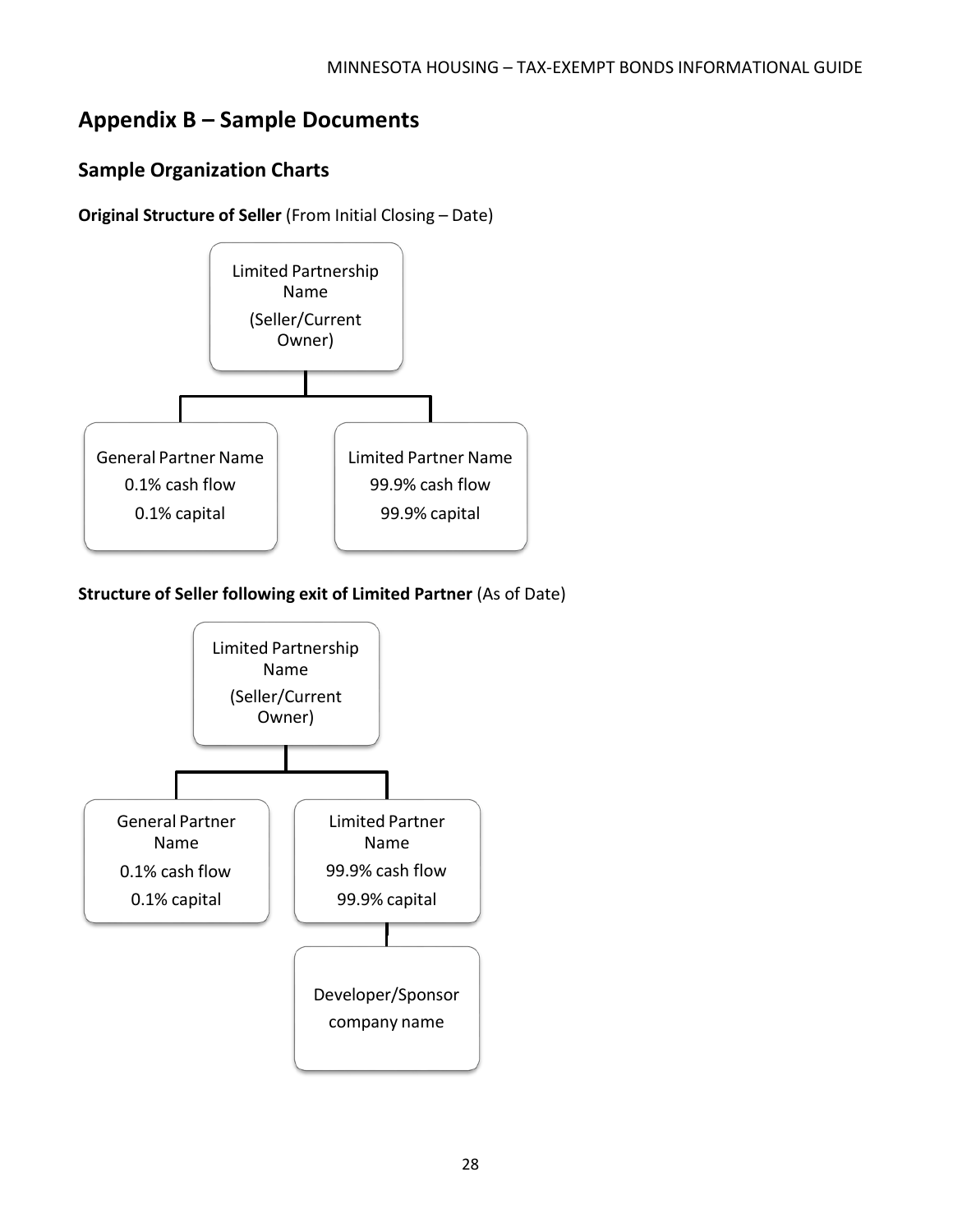# Appendix B – Sample Documents

## Sample Organization Charts

**Original Structure of Seller** (From Initial Closing – Date)

Limited Partnership Name
(Seller/Current Owner)

General Partner Name
0.1% cash flow
0.1% capital

Limited Partner Name
99.9% cash flow
99.9% capital

**Structure of Seller following exit of Limited Partner** (As of Date)

Limited Partnership Name
(Seller/Current Owner)

General Partner Name
0.1% cash flow
0.1% capital

Limited Partner Name
99.9% cash flow
99.9% capital

Developer/Sponsor company name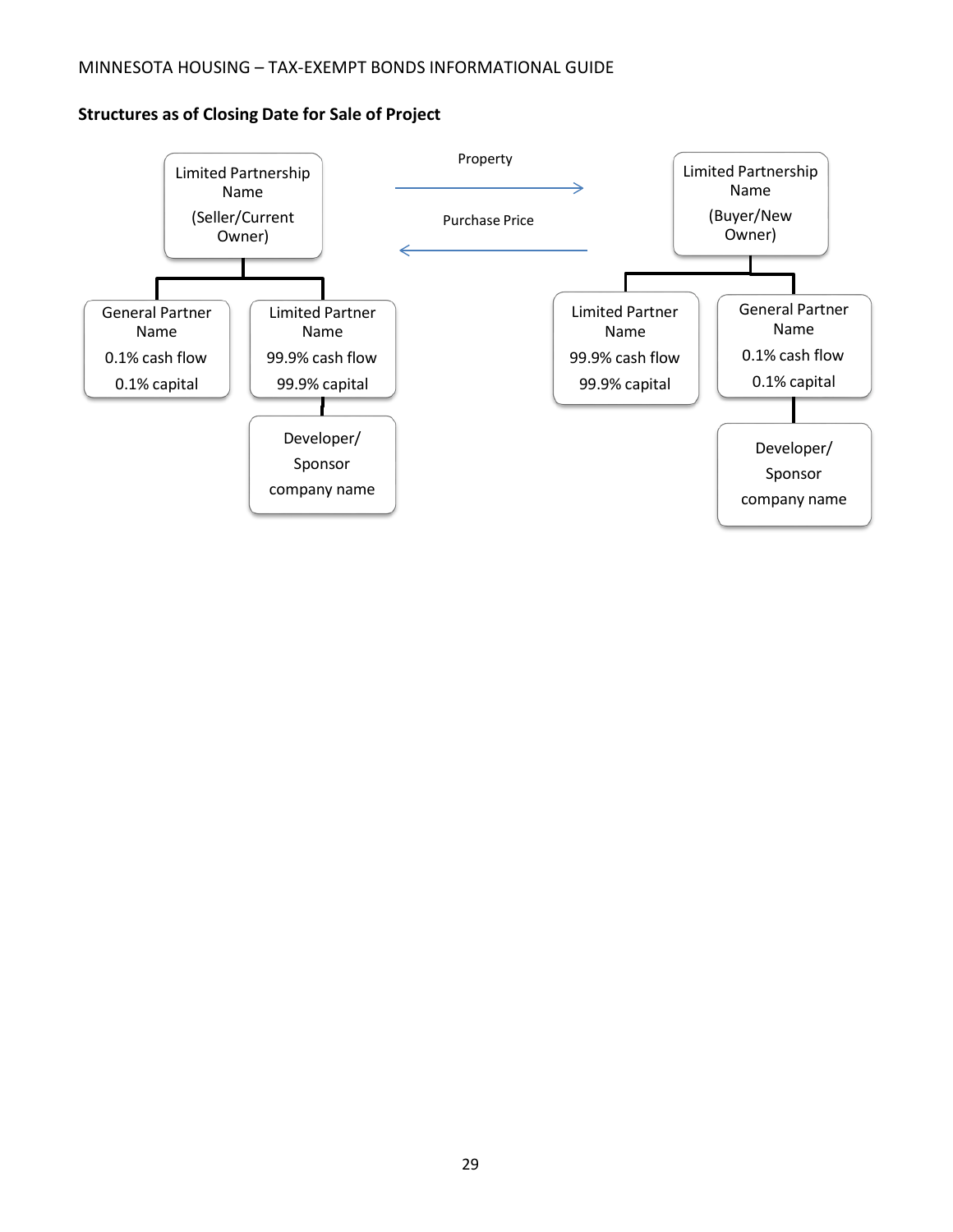## Structures as of Closing Date for Sale of Project

Limited Partnership Name (Seller/Current Owner)

Property

Purchase Price

Limited Partnership Name (Buyer/New Owner)

General Partner Name
0.1% cash flow
0.1% capital

Limited Partner Name
99.9% cash flow
99.9% capital

Developer/ Sponsor company name

Limited Partner Name
99.9% cash flow
99.9% capital

General Partner Name
0.1% cash flow
0.1% capital

Developer/ Sponsor company name